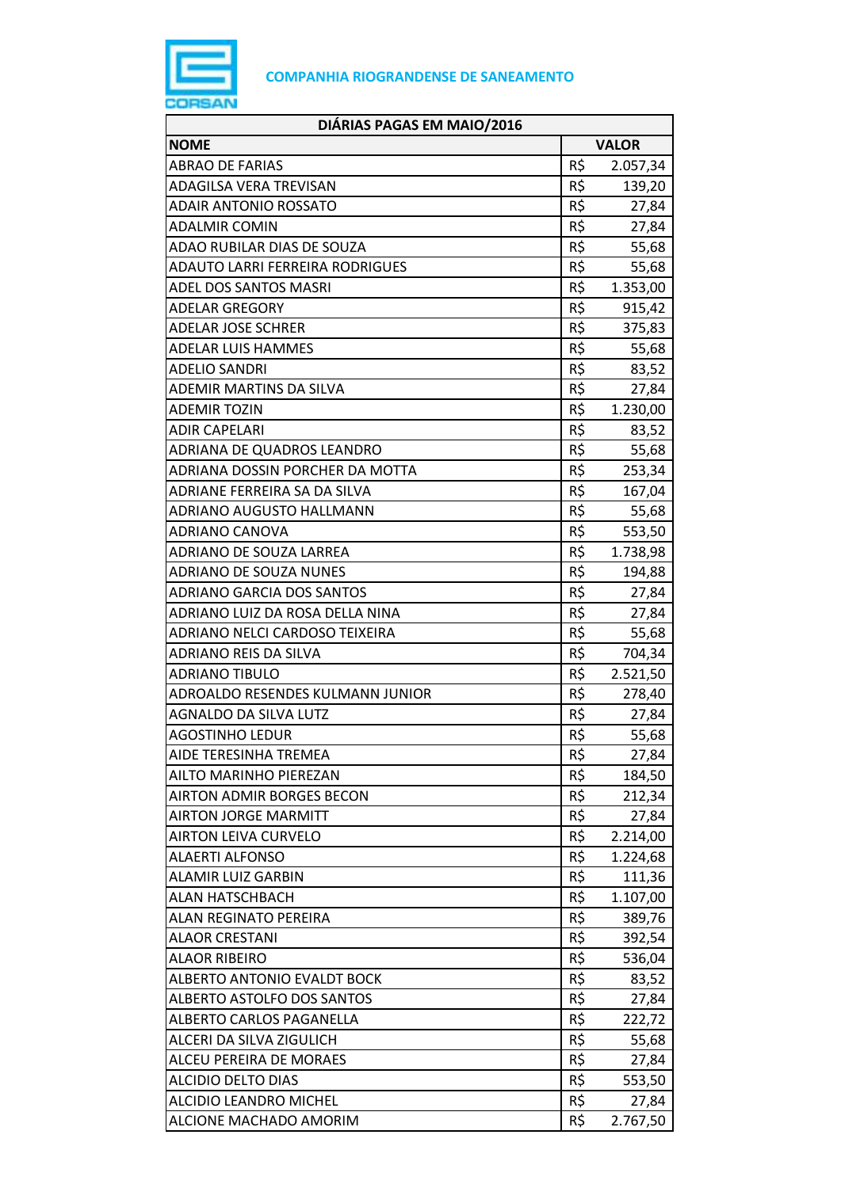**COMPANHIA RIOGRANDENSE DE SANEAMENTO**

| DIÁRIAS PAGAS EM MAIO/2016 | | |
|---|---|---|
| **NOME** | **VALOR** | |
| ABRAO DE FARIAS | R$ | 2.057,34 |
| ADAGILSA VERA TREVISAN | R$ | 139,20 |
| ADAIR ANTONIO ROSSATO | R$ | 27,84 |
| ADALMIR COMIN | R$ | 27,84 |
| ADAO RUBILAR DIAS DE SOUZA | R$ | 55,68 |
| ADAUTO LARRI FERREIRA RODRIGUES | R$ | 55,68 |
| ADEL DOS SANTOS MASRI | R$ | 1.353,00 |
| ADELAR GREGORY | R$ | 915,42 |
| ADELAR JOSE SCHRER | R$ | 375,83 |
| ADELAR LUIS HAMMES | R$ | 55,68 |
| ADELIO SANDRI | R$ | 83,52 |
| ADEMIR MARTINS DA SILVA | R$ | 27,84 |
| ADEMIR TOZIN | R$ | 1.230,00 |
| ADIR CAPELARI | R$ | 83,52 |
| ADRIANA DE QUADROS LEANDRO | R$ | 55,68 |
| ADRIANA DOSSIN PORCHER DA MOTTA | R$ | 253,34 |
| ADRIANE FERREIRA SA DA SILVA | R$ | 167,04 |
| ADRIANO AUGUSTO HALLMANN | R$ | 55,68 |
| ADRIANO CANOVA | R$ | 553,50 |
| ADRIANO DE SOUZA LARREA | R$ | 1.738,98 |
| ADRIANO DE SOUZA NUNES | R$ | 194,88 |
| ADRIANO GARCIA DOS SANTOS | R$ | 27,84 |
| ADRIANO LUIZ DA ROSA DELLA NINA | R$ | 27,84 |
| ADRIANO NELCI CARDOSO TEIXEIRA | R$ | 55,68 |
| ADRIANO REIS DA SILVA | R$ | 704,34 |
| ADRIANO TIBULO | R$ | 2.521,50 |
| ADROALDO RESENDES KULMANN JUNIOR | R$ | 278,40 |
| AGNALDO DA SILVA LUTZ | R$ | 27,84 |
| AGOSTINHO LEDUR | R$ | 55,68 |
| AIDE TERESINHA TREMEA | R$ | 27,84 |
| AILTO MARINHO PIEREZAN | R$ | 184,50 |
| AIRTON ADMIR BORGES BECON | R$ | 212,34 |
| AIRTON JORGE MARMITT | R$ | 27,84 |
| AIRTON LEIVA CURVELO | R$ | 2.214,00 |
| ALAERTI ALFONSO | R$ | 1.224,68 |
| ALAMIR LUIZ GARBIN | R$ | 111,36 |
| ALAN HATSCHBACH | R$ | 1.107,00 |
| ALAN REGINATO PEREIRA | R$ | 389,76 |
| ALAOR CRESTANI | R$ | 392,54 |
| ALAOR RIBEIRO | R$ | 536,04 |
| ALBERTO ANTONIO EVALDT BOCK | R$ | 83,52 |
| ALBERTO ASTOLFO DOS SANTOS | R$ | 27,84 |
| ALBERTO CARLOS PAGANELLA | R$ | 222,72 |
| ALCERI DA SILVA ZIGULICH | R$ | 55,68 |
| ALCEU PEREIRA DE MORAES | R$ | 27,84 |
| ALCIDIO DELTO DIAS | R$ | 553,50 |
| ALCIDIO LEANDRO MICHEL | R$ | 27,84 |
| ALCIONE MACHADO AMORIM | R$ | 2.767,50 |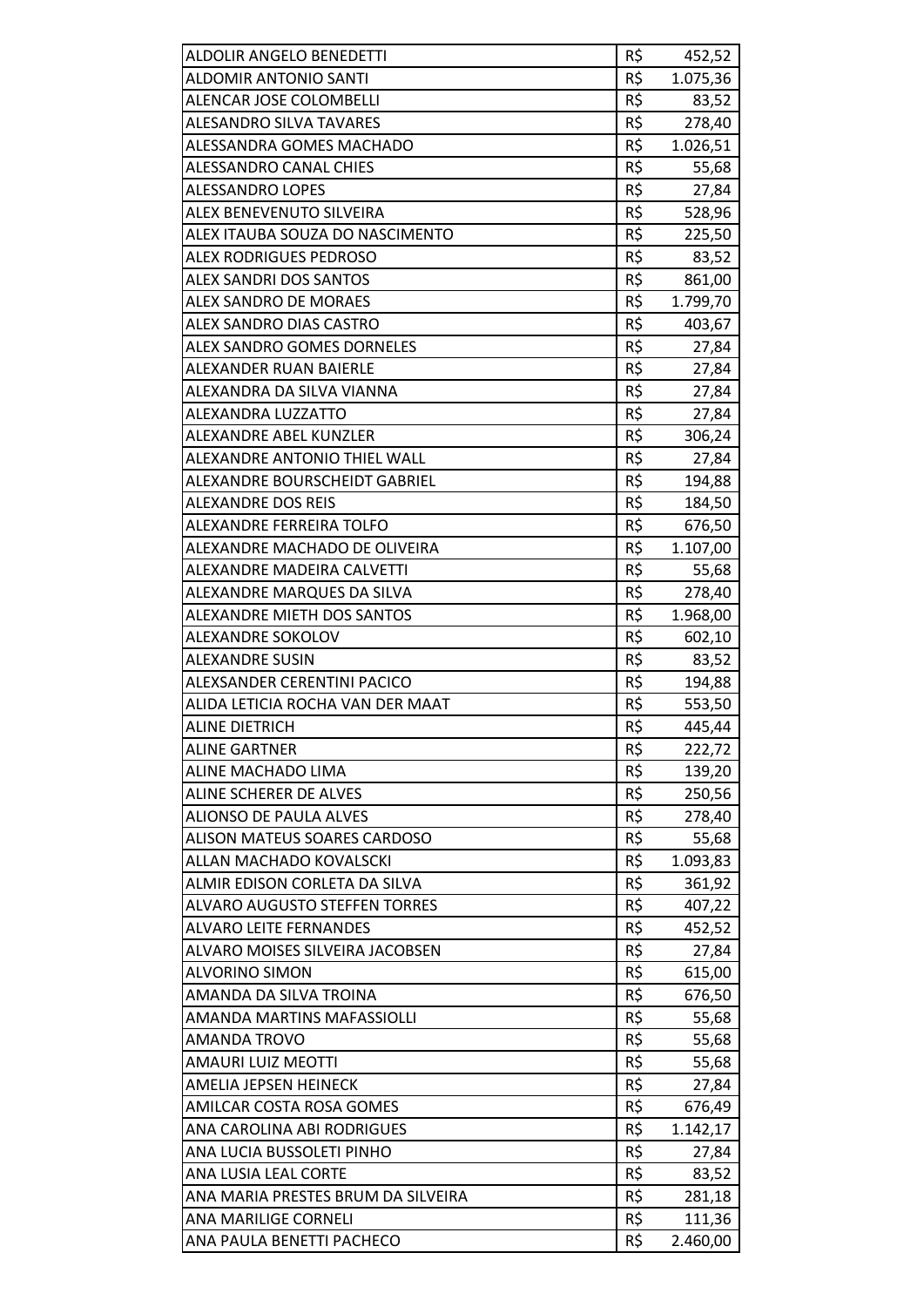| ALDOLIR ANGELO BENEDETTI | R$ | 452,52 |
|---|---|---|
| ALDOMIR ANTONIO SANTI | R$ | 1.075,36 |
| ALENCAR JOSE COLOMBELLI | R$ | 83,52 |
| ALESANDRO SILVA TAVARES | R$ | 278,40 |
| ALESSANDRA GOMES MACHADO | R$ | 1.026,51 |
| ALESSANDRO CANAL CHIES | R$ | 55,68 |
| ALESSANDRO LOPES | R$ | 27,84 |
| ALEX BENEVENUTO SILVEIRA | R$ | 528,96 |
| ALEX ITAUBA SOUZA DO NASCIMENTO | R$ | 225,50 |
| ALEX RODRIGUES PEDROSO | R$ | 83,52 |
| ALEX SANDRI DOS SANTOS | R$ | 861,00 |
| ALEX SANDRO DE MORAES | R$ | 1.799,70 |
| ALEX SANDRO DIAS CASTRO | R$ | 403,67 |
| ALEX SANDRO GOMES DORNELES | R$ | 27,84 |
| ALEXANDER RUAN BAIERLE | R$ | 27,84 |
| ALEXANDRA DA SILVA VIANNA | R$ | 27,84 |
| ALEXANDRA LUZZATTO | R$ | 27,84 |
| ALEXANDRE ABEL KUNZLER | R$ | 306,24 |
| ALEXANDRE ANTONIO THIEL WALL | R$ | 27,84 |
| ALEXANDRE BOURSCHEIDT GABRIEL | R$ | 194,88 |
| ALEXANDRE DOS REIS | R$ | 184,50 |
| ALEXANDRE FERREIRA TOLFO | R$ | 676,50 |
| ALEXANDRE MACHADO DE OLIVEIRA | R$ | 1.107,00 |
| ALEXANDRE MADEIRA CALVETTI | R$ | 55,68 |
| ALEXANDRE MARQUES DA SILVA | R$ | 278,40 |
| ALEXANDRE MIETH DOS SANTOS | R$ | 1.968,00 |
| ALEXANDRE SOKOLOV | R$ | 602,10 |
| ALEXANDRE SUSIN | R$ | 83,52 |
| ALEXSANDER CERENTINI PACICO | R$ | 194,88 |
| ALIDA LETICIA ROCHA VAN DER MAAT | R$ | 553,50 |
| ALINE DIETRICH | R$ | 445,44 |
| ALINE GARTNER | R$ | 222,72 |
| ALINE MACHADO LIMA | R$ | 139,20 |
| ALINE SCHERER DE ALVES | R$ | 250,56 |
| ALIONSO DE PAULA ALVES | R$ | 278,40 |
| ALISON MATEUS SOARES CARDOSO | R$ | 55,68 |
| ALLAN MACHADO KOVALSCKI | R$ | 1.093,83 |
| ALMIR EDISON CORLETA DA SILVA | R$ | 361,92 |
| ALVARO AUGUSTO STEFFEN TORRES | R$ | 407,22 |
| ALVARO LEITE FERNANDES | R$ | 452,52 |
| ALVARO MOISES SILVEIRA JACOBSEN | R$ | 27,84 |
| ALVORINO SIMON | R$ | 615,00 |
| AMANDA DA SILVA TROINA | R$ | 676,50 |
| AMANDA MARTINS MAFASSIOLLI | R$ | 55,68 |
| AMANDA TROVO | R$ | 55,68 |
| AMAURI LUIZ MEOTTI | R$ | 55,68 |
| AMELIA JEPSEN HEINECK | R$ | 27,84 |
| AMILCAR COSTA ROSA GOMES | R$ | 676,49 |
| ANA CAROLINA ABI RODRIGUES | R$ | 1.142,17 |
| ANA LUCIA BUSSOLETI PINHO | R$ | 27,84 |
| ANA LUSIA LEAL CORTE | R$ | 83,52 |
| ANA MARIA PRESTES BRUM DA SILVEIRA | R$ | 281,18 |
| ANA MARILIGE CORNELI | R$ | 111,36 |
| ANA PAULA BENETTI PACHECO | R$ | 2.460,00 |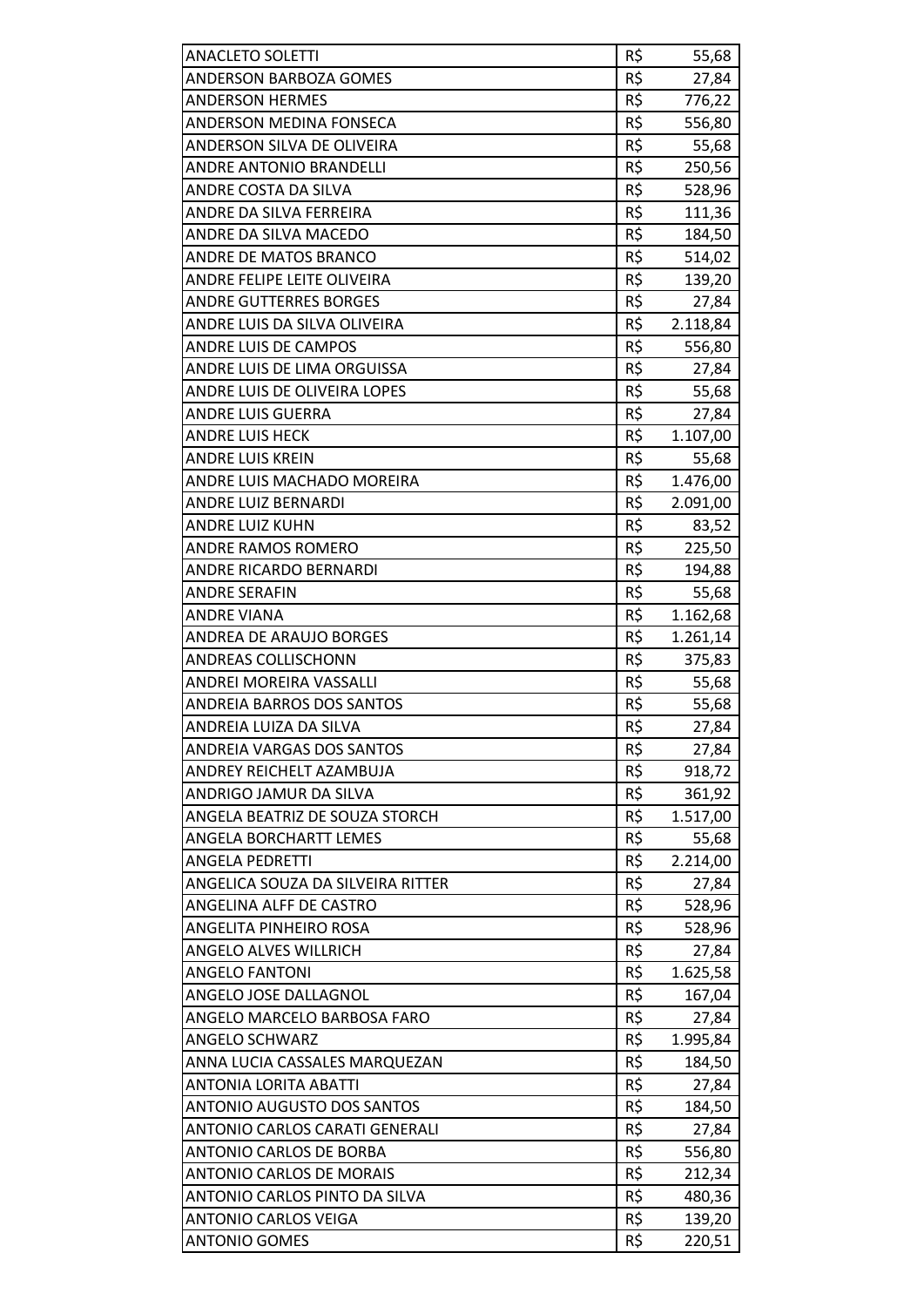| | | |
|---|---|---|
| ANACLETO SOLETTI | R$ | 55,68 |
| ANDERSON BARBOZA GOMES | R$ | 27,84 |
| ANDERSON HERMES | R$ | 776,22 |
| ANDERSON MEDINA FONSECA | R$ | 556,80 |
| ANDERSON SILVA DE OLIVEIRA | R$ | 55,68 |
| ANDRE ANTONIO BRANDELLI | R$ | 250,56 |
| ANDRE COSTA DA SILVA | R$ | 528,96 |
| ANDRE DA SILVA FERREIRA | R$ | 111,36 |
| ANDRE DA SILVA MACEDO | R$ | 184,50 |
| ANDRE DE MATOS BRANCO | R$ | 514,02 |
| ANDRE FELIPE LEITE OLIVEIRA | R$ | 139,20 |
| ANDRE GUTTERRES BORGES | R$ | 27,84 |
| ANDRE LUIS DA SILVA OLIVEIRA | R$ | 2.118,84 |
| ANDRE LUIS DE CAMPOS | R$ | 556,80 |
| ANDRE LUIS DE LIMA ORGUISSA | R$ | 27,84 |
| ANDRE LUIS DE OLIVEIRA LOPES | R$ | 55,68 |
| ANDRE LUIS GUERRA | R$ | 27,84 |
| ANDRE LUIS HECK | R$ | 1.107,00 |
| ANDRE LUIS KREIN | R$ | 55,68 |
| ANDRE LUIS MACHADO MOREIRA | R$ | 1.476,00 |
| ANDRE LUIZ BERNARDI | R$ | 2.091,00 |
| ANDRE LUIZ KUHN | R$ | 83,52 |
| ANDRE RAMOS ROMERO | R$ | 225,50 |
| ANDRE RICARDO BERNARDI | R$ | 194,88 |
| ANDRE SERAFIN | R$ | 55,68 |
| ANDRE VIANA | R$ | 1.162,68 |
| ANDREA DE ARAUJO BORGES | R$ | 1.261,14 |
| ANDREAS COLLISCHONN | R$ | 375,83 |
| ANDREI MOREIRA VASSALLI | R$ | 55,68 |
| ANDREIA BARROS DOS SANTOS | R$ | 55,68 |
| ANDREIA LUIZA DA SILVA | R$ | 27,84 |
| ANDREIA VARGAS DOS SANTOS | R$ | 27,84 |
| ANDREY REICHELT AZAMBUJA | R$ | 918,72 |
| ANDRIGO JAMUR DA SILVA | R$ | 361,92 |
| ANGELA BEATRIZ DE SOUZA STORCH | R$ | 1.517,00 |
| ANGELA BORCHARTT LEMES | R$ | 55,68 |
| ANGELA PEDRETTI | R$ | 2.214,00 |
| ANGELICA SOUZA DA SILVEIRA RITTER | R$ | 27,84 |
| ANGELINA ALFF DE CASTRO | R$ | 528,96 |
| ANGELITA PINHEIRO ROSA | R$ | 528,96 |
| ANGELO ALVES WILLRICH | R$ | 27,84 |
| ANGELO FANTONI | R$ | 1.625,58 |
| ANGELO JOSE DALLAGNOL | R$ | 167,04 |
| ANGELO MARCELO BARBOSA FARO | R$ | 27,84 |
| ANGELO SCHWARZ | R$ | 1.995,84 |
| ANNA LUCIA CASSALES MARQUEZAN | R$ | 184,50 |
| ANTONIA LORITA ABATTI | R$ | 27,84 |
| ANTONIO AUGUSTO DOS SANTOS | R$ | 184,50 |
| ANTONIO CARLOS CARATI GENERALI | R$ | 27,84 |
| ANTONIO CARLOS DE BORBA | R$ | 556,80 |
| ANTONIO CARLOS DE MORAIS | R$ | 212,34 |
| ANTONIO CARLOS PINTO DA SILVA | R$ | 480,36 |
| ANTONIO CARLOS VEIGA | R$ | 139,20 |
| ANTONIO GOMES | R$ | 220,51 |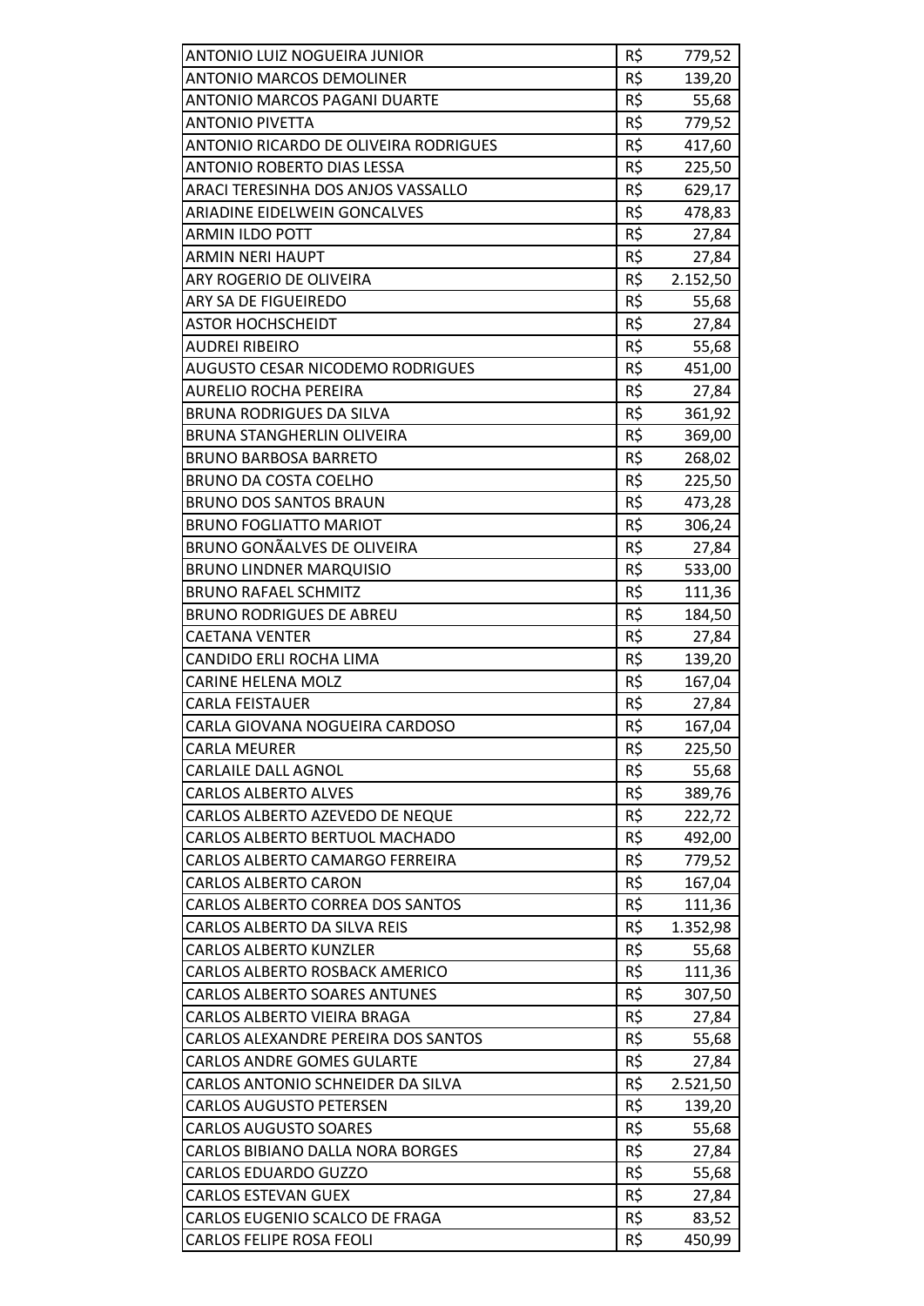| ANTONIO LUIZ NOGUEIRA JUNIOR | R$ | 779,52 |
|---|---|---|
| ANTONIO MARCOS DEMOLINER | R$ | 139,20 |
| ANTONIO MARCOS PAGANI DUARTE | R$ | 55,68 |
| ANTONIO PIVETTA | R$ | 779,52 |
| ANTONIO RICARDO DE OLIVEIRA RODRIGUES | R$ | 417,60 |
| ANTONIO ROBERTO DIAS LESSA | R$ | 225,50 |
| ARACI TERESINHA DOS ANJOS VASSALLO | R$ | 629,17 |
| ARIADINE EIDELWEIN GONCALVES | R$ | 478,83 |
| ARMIN ILDO POTT | R$ | 27,84 |
| ARMIN NERI HAUPT | R$ | 27,84 |
| ARY ROGERIO DE OLIVEIRA | R$ | 2.152,50 |
| ARY SA DE FIGUEIREDO | R$ | 55,68 |
| ASTOR HOCHSCHEIDT | R$ | 27,84 |
| AUDREI RIBEIRO | R$ | 55,68 |
| AUGUSTO CESAR NICODEMO RODRIGUES | R$ | 451,00 |
| AURELIO ROCHA PEREIRA | R$ | 27,84 |
| BRUNA RODRIGUES DA SILVA | R$ | 361,92 |
| BRUNA STANGHERLIN OLIVEIRA | R$ | 369,00 |
| BRUNO BARBOSA BARRETO | R$ | 268,02 |
| BRUNO DA COSTA COELHO | R$ | 225,50 |
| BRUNO DOS SANTOS BRAUN | R$ | 473,28 |
| BRUNO FOGLIATTO MARIOT | R$ | 306,24 |
| BRUNO GONÃALVES DE OLIVEIRA | R$ | 27,84 |
| BRUNO LINDNER MARQUISIO | R$ | 533,00 |
| BRUNO RAFAEL SCHMITZ | R$ | 111,36 |
| BRUNO RODRIGUES DE ABREU | R$ | 184,50 |
| CAETANA VENTER | R$ | 27,84 |
| CANDIDO ERLI ROCHA LIMA | R$ | 139,20 |
| CARINE HELENA MOLZ | R$ | 167,04 |
| CARLA FEISTAUER | R$ | 27,84 |
| CARLA GIOVANA NOGUEIRA CARDOSO | R$ | 167,04 |
| CARLA MEURER | R$ | 225,50 |
| CARLAILE DALL AGNOL | R$ | 55,68 |
| CARLOS ALBERTO ALVES | R$ | 389,76 |
| CARLOS ALBERTO AZEVEDO DE NEQUE | R$ | 222,72 |
| CARLOS ALBERTO BERTUOL MACHADO | R$ | 492,00 |
| CARLOS ALBERTO CAMARGO FERREIRA | R$ | 779,52 |
| CARLOS ALBERTO CARON | R$ | 167,04 |
| CARLOS ALBERTO CORREA DOS SANTOS | R$ | 111,36 |
| CARLOS ALBERTO DA SILVA REIS | R$ | 1.352,98 |
| CARLOS ALBERTO KUNZLER | R$ | 55,68 |
| CARLOS ALBERTO ROSBACK AMERICO | R$ | 111,36 |
| CARLOS ALBERTO SOARES ANTUNES | R$ | 307,50 |
| CARLOS ALBERTO VIEIRA BRAGA | R$ | 27,84 |
| CARLOS ALEXANDRE PEREIRA DOS SANTOS | R$ | 55,68 |
| CARLOS ANDRE GOMES GULARTE | R$ | 27,84 |
| CARLOS ANTONIO SCHNEIDER DA SILVA | R$ | 2.521,50 |
| CARLOS AUGUSTO PETERSEN | R$ | 139,20 |
| CARLOS AUGUSTO SOARES | R$ | 55,68 |
| CARLOS BIBIANO DALLA NORA BORGES | R$ | 27,84 |
| CARLOS EDUARDO GUZZO | R$ | 55,68 |
| CARLOS ESTEVAN GUEX | R$ | 27,84 |
| CARLOS EUGENIO SCALCO DE FRAGA | R$ | 83,52 |
| CARLOS FELIPE ROSA FEOLI | R$ | 450,99 |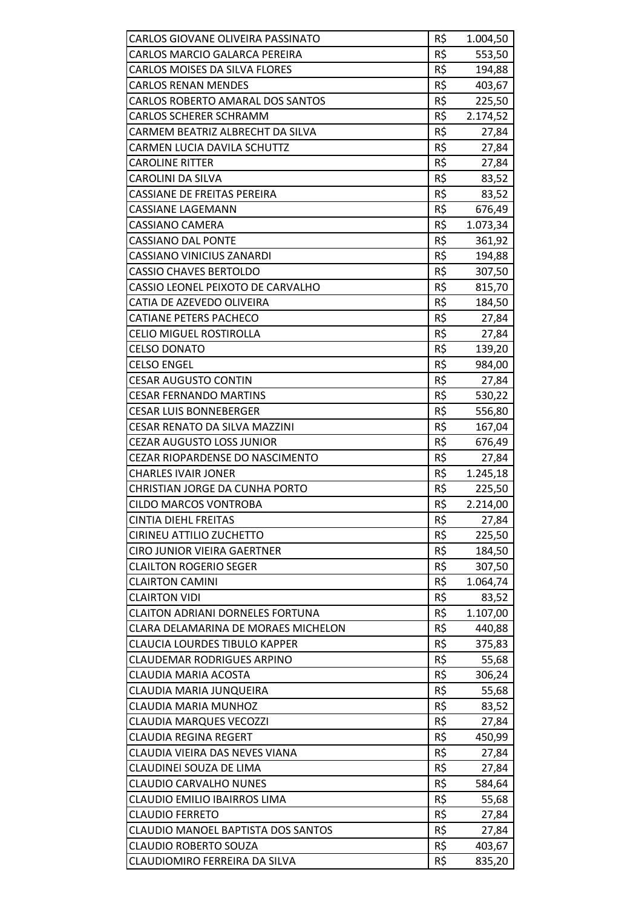| | | |
|---|---|---|
| CARLOS GIOVANE OLIVEIRA PASSINATO | R$ | 1.004,50 |
| CARLOS MARCIO GALARCA PEREIRA | R$ | 553,50 |
| CARLOS MOISES DA SILVA FLORES | R$ | 194,88 |
| CARLOS RENAN MENDES | R$ | 403,67 |
| CARLOS ROBERTO AMARAL DOS SANTOS | R$ | 225,50 |
| CARLOS SCHERER SCHRAMM | R$ | 2.174,52 |
| CARMEM BEATRIZ ALBRECHT DA SILVA | R$ | 27,84 |
| CARMEN LUCIA DAVILA SCHUTZ | R$ | 27,84 |
| CAROLINE RITTER | R$ | 27,84 |
| CAROLINI DA SILVA | R$ | 83,52 |
| CASSIANE DE FREITAS PEREIRA | R$ | 83,52 |
| CASSIANE LAGEMANN | R$ | 676,49 |
| CASSIANO CAMERA | R$ | 1.073,34 |
| CASSIANO DAL PONTE | R$ | 361,92 |
| CASSIANO VINICIUS ZANARDI | R$ | 194,88 |
| CASSIO CHAVES BERTOLDO | R$ | 307,50 |
| CASSIO LEONEL PEIXOTO DE CARVALHO | R$ | 815,70 |
| CATIA DE AZEVEDO OLIVEIRA | R$ | 184,50 |
| CATIANE PETERS PACHECO | R$ | 27,84 |
| CELIO MIGUEL ROSTIROLLA | R$ | 27,84 |
| CELSO DONATO | R$ | 139,20 |
| CELSO ENGEL | R$ | 984,00 |
| CESAR AUGUSTO CONTIN | R$ | 27,84 |
| CESAR FERNANDO MARTINS | R$ | 530,22 |
| CESAR LUIS BONNEBERGER | R$ | 556,80 |
| CESAR RENATO DA SILVA MAZZINI | R$ | 167,04 |
| CEZAR AUGUSTO LOSS JUNIOR | R$ | 676,49 |
| CEZAR RIOPARDENSE DO NASCIMENTO | R$ | 27,84 |
| CHARLES IVAIR JONER | R$ | 1.245,18 |
| CHRISTIAN JORGE DA CUNHA PORTO | R$ | 225,50 |
| CILDO MARCOS VONTROBA | R$ | 2.214,00 |
| CINTIA DIEHL FREITAS | R$ | 27,84 |
| CIRINEU ATTILIO ZUCHETTO | R$ | 225,50 |
| CIRO JUNIOR VIEIRA GAERTNER | R$ | 184,50 |
| CLAILTON ROGERIO SEGER | R$ | 307,50 |
| CLAIRTON CAMINI | R$ | 1.064,74 |
| CLAIRTON VIDI | R$ | 83,52 |
| CLAITON ADRIANI DORNELES FORTUNA | R$ | 1.107,00 |
| CLARA DELAMARINA DE MORAES MICHELON | R$ | 440,88 |
| CLAUCIA LOURDES TIBULO KAPPER | R$ | 375,83 |
| CLAUDEMAR RODRIGUES ARPINO | R$ | 55,68 |
| CLAUDIA MARIA ACOSTA | R$ | 306,24 |
| CLAUDIA MARIA JUNQUEIRA | R$ | 55,68 |
| CLAUDIA MARIA MUNHOZ | R$ | 83,52 |
| CLAUDIA MARQUES VECOZZI | R$ | 27,84 |
| CLAUDIA REGINA REGERT | R$ | 450,99 |
| CLAUDIA VIEIRA DAS NEVES VIANA | R$ | 27,84 |
| CLAUDINEI SOUZA DE LIMA | R$ | 27,84 |
| CLAUDIO CARVALHO NUNES | R$ | 584,64 |
| CLAUDIO EMILIO IBAIRROS LIMA | R$ | 55,68 |
| CLAUDIO FERRETO | R$ | 27,84 |
| CLAUDIO MANOEL BAPTISTA DOS SANTOS | R$ | 27,84 |
| CLAUDIO ROBERTO SOUZA | R$ | 403,67 |
| CLAUDIOMIRO FERREIRA DA SILVA | R$ | 835,20 |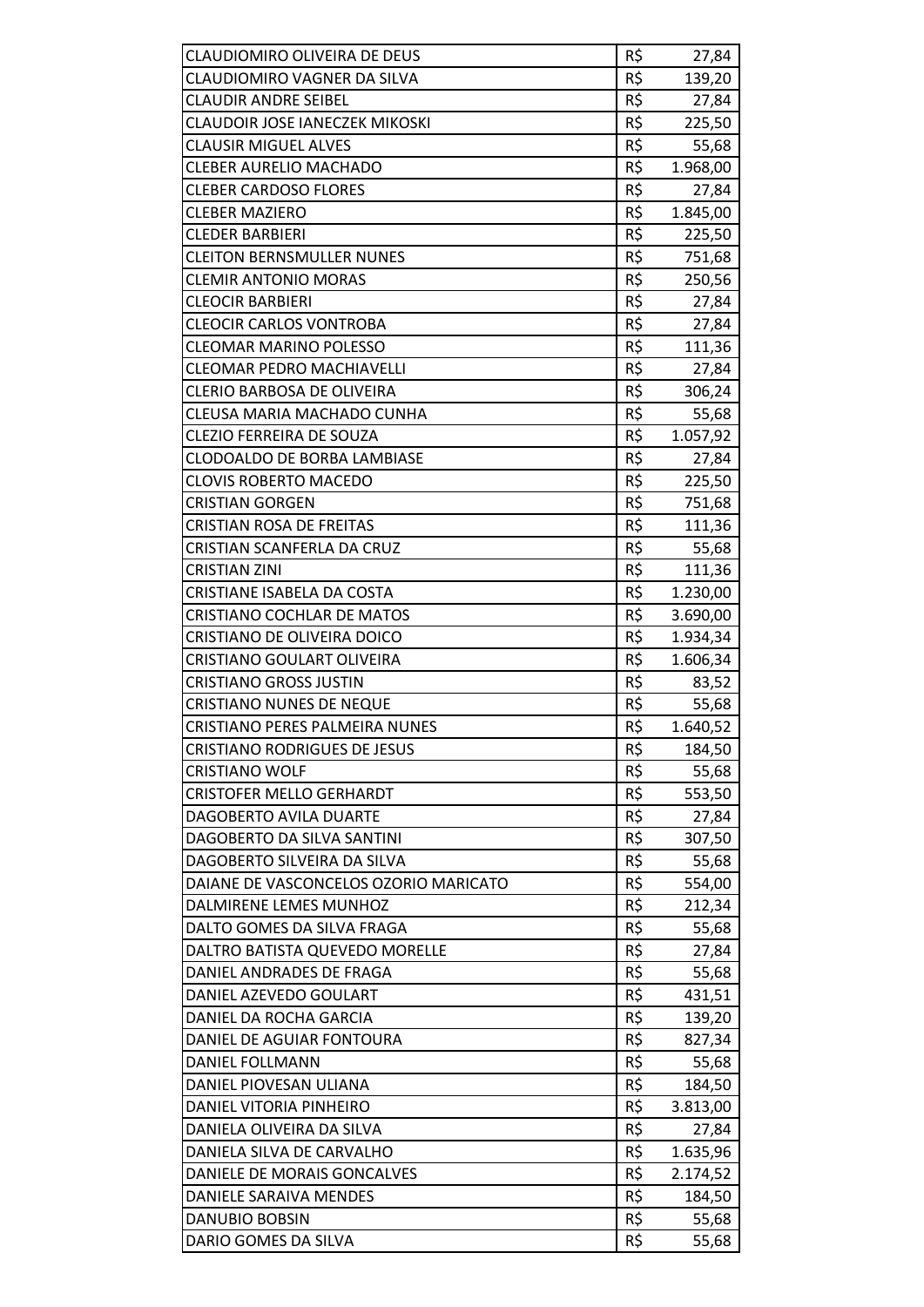| | | |
|---|---|---|
| CLAUDIOMIRO OLIVEIRA DE DEUS | R$ | 27,84 |
| CLAUDIOMIRO VAGNER DA SILVA | R$ | 139,20 |
| CLAUDIR ANDRE SEIBEL | R$ | 27,84 |
| CLAUDOIR JOSE IANECZEK MIKOSKI | R$ | 225,50 |
| CLAUSIR MIGUEL ALVES | R$ | 55,68 |
| CLEBER AURELIO MACHADO | R$ | 1.968,00 |
| CLEBER CARDOSO FLORES | R$ | 27,84 |
| CLEBER MAZIERO | R$ | 1.845,00 |
| CLEDER BARBIERI | R$ | 225,50 |
| CLEITON BERNSMULLER NUNES | R$ | 751,68 |
| CLEMIR ANTONIO MORAS | R$ | 250,56 |
| CLEOCIR BARBIERI | R$ | 27,84 |
| CLEOCIR CARLOS VONTROBA | R$ | 27,84 |
| CLEOMAR MARINO POLESSO | R$ | 111,36 |
| CLEOMAR PEDRO MACHIAVELLI | R$ | 27,84 |
| CLERIO BARBOSA DE OLIVEIRA | R$ | 306,24 |
| CLEUSA MARIA MACHADO CUNHA | R$ | 55,68 |
| CLEZIO FERREIRA DE SOUZA | R$ | 1.057,92 |
| CLODOALDO DE BORBA LAMBIASE | R$ | 27,84 |
| CLOVIS ROBERTO MACEDO | R$ | 225,50 |
| CRISTIAN GORGEN | R$ | 751,68 |
| CRISTIAN ROSA DE FREITAS | R$ | 111,36 |
| CRISTIAN SCANFERLA DA CRUZ | R$ | 55,68 |
| CRISTIAN ZINI | R$ | 111,36 |
| CRISTIANE ISABELA DA COSTA | R$ | 1.230,00 |
| CRISTIANO COCHLAR DE MATOS | R$ | 3.690,00 |
| CRISTIANO DE OLIVEIRA DOICO | R$ | 1.934,34 |
| CRISTIANO GOULART OLIVEIRA | R$ | 1.606,34 |
| CRISTIANO GROSS JUSTIN | R$ | 83,52 |
| CRISTIANO NUNES DE NEQUE | R$ | 55,68 |
| CRISTIANO PERES PALMEIRA NUNES | R$ | 1.640,52 |
| CRISTIANO RODRIGUES DE JESUS | R$ | 184,50 |
| CRISTIANO WOLF | R$ | 55,68 |
| CRISTOFER MELLO GERHARDT | R$ | 553,50 |
| DAGOBERTO AVILA DUARTE | R$ | 27,84 |
| DAGOBERTO DA SILVA SANTINI | R$ | 307,50 |
| DAGOBERTO SILVEIRA DA SILVA | R$ | 55,68 |
| DAIANE DE VASCONCELOS OZORIO MARICATO | R$ | 554,00 |
| DALMIRENE LEMES MUNHOZ | R$ | 212,34 |
| DALTO GOMES DA SILVA FRAGA | R$ | 55,68 |
| DALTRO BATISTA QUEVEDO MORELLE | R$ | 27,84 |
| DANIEL ANDRADES DE FRAGA | R$ | 55,68 |
| DANIEL AZEVEDO GOULART | R$ | 431,51 |
| DANIEL DA ROCHA GARCIA | R$ | 139,20 |
| DANIEL DE AGUIAR FONTOURA | R$ | 827,34 |
| DANIEL FOLLMANN | R$ | 55,68 |
| DANIEL PIOVESAN ULIANA | R$ | 184,50 |
| DANIEL VITORIA PINHEIRO | R$ | 3.813,00 |
| DANIELA OLIVEIRA DA SILVA | R$ | 27,84 |
| DANIELA SILVA DE CARVALHO | R$ | 1.635,96 |
| DANIELE DE MORAIS GONCALVES | R$ | 2.174,52 |
| DANIELE SARAIVA MENDES | R$ | 184,50 |
| DANUBIO BOBSIN | R$ | 55,68 |
| DARIO GOMES DA SILVA | R$ | 55,68 |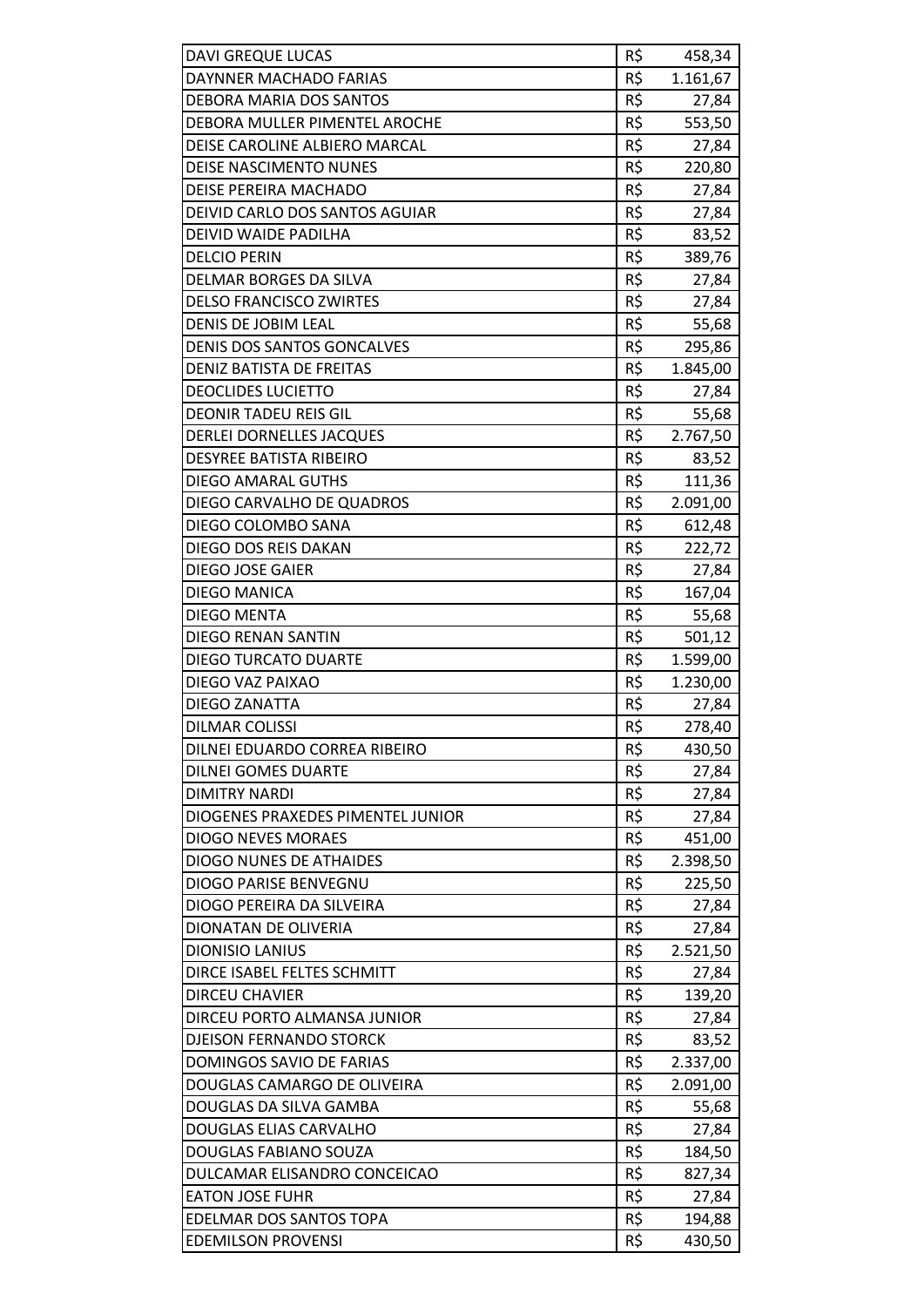| DAVI GREQUE LUCAS | R$ | 458,34 |
|---|---|---|
| DAYNNER MACHADO FARIAS | R$ | 1.161,67 |
| DEBORA MARIA DOS SANTOS | R$ | 27,84 |
| DEBORA MULLER PIMENTEL AROCHE | R$ | 553,50 |
| DEISE CAROLINE ALBIERO MARCAL | R$ | 27,84 |
| DEISE NASCIMENTO NUNES | R$ | 220,80 |
| DEISE PEREIRA MACHADO | R$ | 27,84 |
| DEIVID CARLO DOS SANTOS AGUIAR | R$ | 27,84 |
| DEIVID WAIDE PADILHA | R$ | 83,52 |
| DELCIO PERIN | R$ | 389,76 |
| DELMAR BORGES DA SILVA | R$ | 27,84 |
| DELSO FRANCISCO ZWIRTES | R$ | 27,84 |
| DENIS DE JOBIM LEAL | R$ | 55,68 |
| DENIS DOS SANTOS GONCALVES | R$ | 295,86 |
| DENIZ BATISTA DE FREITAS | R$ | 1.845,00 |
| DEOCLIDES LUCIETTO | R$ | 27,84 |
| DEONIR TADEU REIS GIL | R$ | 55,68 |
| DERLEI DORNELLES JACQUES | R$ | 2.767,50 |
| DESYREE BATISTA RIBEIRO | R$ | 83,52 |
| DIEGO AMARAL GUTHS | R$ | 111,36 |
| DIEGO CARVALHO DE QUADROS | R$ | 2.091,00 |
| DIEGO COLOMBO SANA | R$ | 612,48 |
| DIEGO DOS REIS DAKAN | R$ | 222,72 |
| DIEGO JOSE GAIER | R$ | 27,84 |
| DIEGO MANICA | R$ | 167,04 |
| DIEGO MENTA | R$ | 55,68 |
| DIEGO RENAN SANTIN | R$ | 501,12 |
| DIEGO TURCATO DUARTE | R$ | 1.599,00 |
| DIEGO VAZ PAIXAO | R$ | 1.230,00 |
| DIEGO ZANATTA | R$ | 27,84 |
| DILMAR COLISSI | R$ | 278,40 |
| DILNEI EDUARDO CORREA RIBEIRO | R$ | 430,50 |
| DILNEI GOMES DUARTE | R$ | 27,84 |
| DIMITRY NARDI | R$ | 27,84 |
| DIOGENES PRAXEDES PIMENTEL JUNIOR | R$ | 27,84 |
| DIOGO NEVES MORAES | R$ | 451,00 |
| DIOGO NUNES DE ATHAIDES | R$ | 2.398,50 |
| DIOGO PARISE BENVEGNU | R$ | 225,50 |
| DIOGO PEREIRA DA SILVEIRA | R$ | 27,84 |
| DIONATAN DE OLIVERIA | R$ | 27,84 |
| DIONISIO LANIUS | R$ | 2.521,50 |
| DIRCE ISABEL FELTES SCHMITT | R$ | 27,84 |
| DIRCEU CHAVIER | R$ | 139,20 |
| DIRCEU PORTO ALMANSA JUNIOR | R$ | 27,84 |
| DJEISON FERNANDO STORCK | R$ | 83,52 |
| DOMINGOS SAVIO DE FARIAS | R$ | 2.337,00 |
| DOUGLAS CAMARGO DE OLIVEIRA | R$ | 2.091,00 |
| DOUGLAS DA SILVA GAMBA | R$ | 55,68 |
| DOUGLAS ELIAS CARVALHO | R$ | 27,84 |
| DOUGLAS FABIANO SOUZA | R$ | 184,50 |
| DULCAMAR ELISANDRO CONCEICAO | R$ | 827,34 |
| EATON JOSE FUHR | R$ | 27,84 |
| EDELMAR DOS SANTOS TOPA | R$ | 194,88 |
| EDEMILSON PROVENSI | R$ | 430,50 |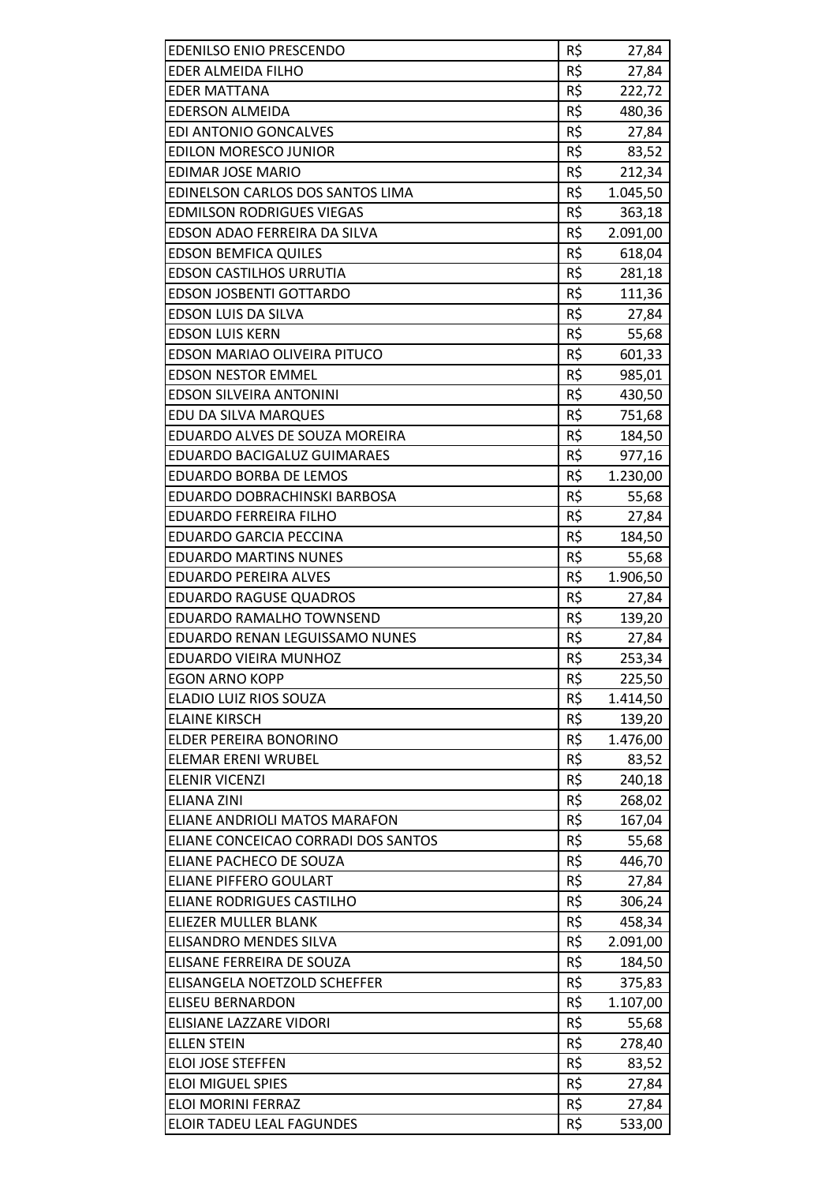| | | |
|---|---|---|
| EDENILSO ENIO PRESCENDO | R$ | 27,84 |
| EDER ALMEIDA FILHO | R$ | 27,84 |
| EDER MATTANA | R$ | 222,72 |
| EDERSON ALMEIDA | R$ | 480,36 |
| EDI ANTONIO GONCALVES | R$ | 27,84 |
| EDILON MORESCO JUNIOR | R$ | 83,52 |
| EDIMAR JOSE MARIO | R$ | 212,34 |
| EDINELSON CARLOS DOS SANTOS LIMA | R$ | 1.045,50 |
| EDMILSON RODRIGUES VIEGAS | R$ | 363,18 |
| EDSON ADAO FERREIRA DA SILVA | R$ | 2.091,00 |
| EDSON BEMFICA QUILES | R$ | 618,04 |
| EDSON CASTILHOS URRUTIA | R$ | 281,18 |
| EDSON JOSBENTI GOTTARDO | R$ | 111,36 |
| EDSON LUIS DA SILVA | R$ | 27,84 |
| EDSON LUIS KERN | R$ | 55,68 |
| EDSON MARIAO OLIVEIRA PITUCO | R$ | 601,33 |
| EDSON NESTOR EMMEL | R$ | 985,01 |
| EDSON SILVEIRA ANTONINI | R$ | 430,50 |
| EDU DA SILVA MARQUES | R$ | 751,68 |
| EDUARDO ALVES DE SOUZA MOREIRA | R$ | 184,50 |
| EDUARDO BACIGALUZ GUIMARAES | R$ | 977,16 |
| EDUARDO BORBA DE LEMOS | R$ | 1.230,00 |
| EDUARDO DOBRACHINSKI BARBOSA | R$ | 55,68 |
| EDUARDO FERREIRA FILHO | R$ | 27,84 |
| EDUARDO GARCIA PECCINA | R$ | 184,50 |
| EDUARDO MARTINS NUNES | R$ | 55,68 |
| EDUARDO PEREIRA ALVES | R$ | 1.906,50 |
| EDUARDO RAGUSE QUADROS | R$ | 27,84 |
| EDUARDO RAMALHO TOWNSEND | R$ | 139,20 |
| EDUARDO RENAN LEGUISSAMO NUNES | R$ | 27,84 |
| EDUARDO VIEIRA MUNHOZ | R$ | 253,34 |
| EGON ARNO KOPP | R$ | 225,50 |
| ELADIO LUIZ RIOS SOUZA | R$ | 1.414,50 |
| ELAINE KIRSCH | R$ | 139,20 |
| ELDER PEREIRA BONORINO | R$ | 1.476,00 |
| ELEMAR ERENI WRUBEL | R$ | 83,52 |
| ELENIR VICENZI | R$ | 240,18 |
| ELIANA ZINI | R$ | 268,02 |
| ELIANE ANDRIOLI MATOS MARAFON | R$ | 167,04 |
| ELIANE CONCEICAO CORRADI DOS SANTOS | R$ | 55,68 |
| ELIANE PACHECO DE SOUZA | R$ | 446,70 |
| ELIANE PIFFERO GOULART | R$ | 27,84 |
| ELIANE RODRIGUES CASTILHO | R$ | 306,24 |
| ELIEZER MULLER BLANK | R$ | 458,34 |
| ELISANDRO MENDES SILVA | R$ | 2.091,00 |
| ELISANE FERREIRA DE SOUZA | R$ | 184,50 |
| ELISANGELA NOETZOLD SCHEFFER | R$ | 375,83 |
| ELISEU BERNARDON | R$ | 1.107,00 |
| ELISIANE LAZZARE VIDORI | R$ | 55,68 |
| ELLEN STEIN | R$ | 278,40 |
| ELOI JOSE STEFFEN | R$ | 83,52 |
| ELOI MIGUEL SPIES | R$ | 27,84 |
| ELOI MORINI FERRAZ | R$ | 27,84 |
| ELOIR TADEU LEAL FAGUNDES | R$ | 533,00 |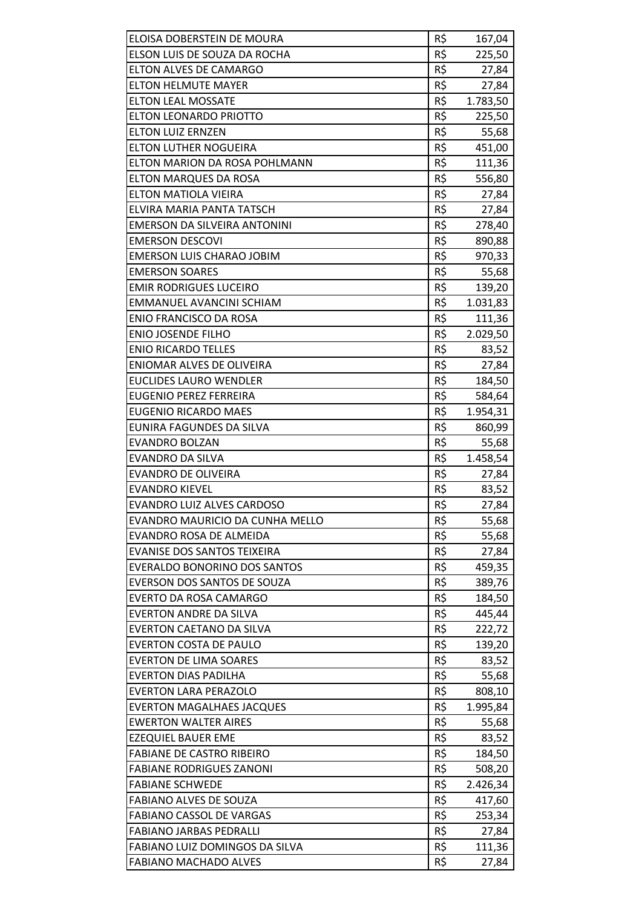| | | |
|---|---|---|
| ELOISA DOBERSTEIN DE MOURA | R$ | 167,04 |
| ELSON LUIS DE SOUZA DA ROCHA | R$ | 225,50 |
| ELTON ALVES DE CAMARGO | R$ | 27,84 |
| ELTON HELMUTE MAYER | R$ | 27,84 |
| ELTON LEAL MOSSATE | R$ | 1.783,50 |
| ELTON LEONARDO PRIOTTO | R$ | 225,50 |
| ELTON LUIZ ERNZEN | R$ | 55,68 |
| ELTON LUTHER NOGUEIRA | R$ | 451,00 |
| ELTON MARION DA ROSA POHLMANN | R$ | 111,36 |
| ELTON MARQUES DA ROSA | R$ | 556,80 |
| ELTON MATIOLA VIEIRA | R$ | 27,84 |
| ELVIRA MARIA PANTA TATSCH | R$ | 27,84 |
| EMERSON DA SILVEIRA ANTONINI | R$ | 278,40 |
| EMERSON DESCOVI | R$ | 890,88 |
| EMERSON LUIS CHARAO JOBIM | R$ | 970,33 |
| EMERSON SOARES | R$ | 55,68 |
| EMIR RODRIGUES LUCEIRO | R$ | 139,20 |
| EMMANUEL AVANCINI SCHIAM | R$ | 1.031,83 |
| ENIO FRANCISCO DA ROSA | R$ | 111,36 |
| ENIO JOSENDE FILHO | R$ | 2.029,50 |
| ENIO RICARDO TELLES | R$ | 83,52 |
| ENIOMAR ALVES DE OLIVEIRA | R$ | 27,84 |
| EUCLIDES LAURO WENDLER | R$ | 184,50 |
| EUGENIO PEREZ FERREIRA | R$ | 584,64 |
| EUGENIO RICARDO MAES | R$ | 1.954,31 |
| EUNIRA FAGUNDES DA SILVA | R$ | 860,99 |
| EVANDRO BOLZAN | R$ | 55,68 |
| EVANDRO DA SILVA | R$ | 1.458,54 |
| EVANDRO DE OLIVEIRA | R$ | 27,84 |
| EVANDRO KIEVEL | R$ | 83,52 |
| EVANDRO LUIZ ALVES CARDOSO | R$ | 27,84 |
| EVANDRO MAURICIO DA CUNHA MELLO | R$ | 55,68 |
| EVANDRO ROSA DE ALMEIDA | R$ | 55,68 |
| EVANISE DOS SANTOS TEIXEIRA | R$ | 27,84 |
| EVERALDO BONORINO DOS SANTOS | R$ | 459,35 |
| EVERSON DOS SANTOS DE SOUZA | R$ | 389,76 |
| EVERTO DA ROSA CAMARGO | R$ | 184,50 |
| EVERTON ANDRE DA SILVA | R$ | 445,44 |
| EVERTON CAETANO DA SILVA | R$ | 222,72 |
| EVERTON COSTA DE PAULO | R$ | 139,20 |
| EVERTON DE LIMA SOARES | R$ | 83,52 |
| EVERTON DIAS PADILHA | R$ | 55,68 |
| EVERTON LARA PERAZOLO | R$ | 808,10 |
| EVERTON MAGALHAES JACQUES | R$ | 1.995,84 |
| EWERTON WALTER AIRES | R$ | 55,68 |
| EZEQUIEL BAUER EME | R$ | 83,52 |
| FABIANE DE CASTRO RIBEIRO | R$ | 184,50 |
| FABIANE RODRIGUES ZANONI | R$ | 508,20 |
| FABIANE SCHWEDE | R$ | 2.426,34 |
| FABIANO ALVES DE SOUZA | R$ | 417,60 |
| FABIANO CASSOL DE VARGAS | R$ | 253,34 |
| FABIANO JARBAS PEDRALLI | R$ | 27,84 |
| FABIANO LUIZ DOMINGOS DA SILVA | R$ | 111,36 |
| FABIANO MACHADO ALVES | R$ | 27,84 |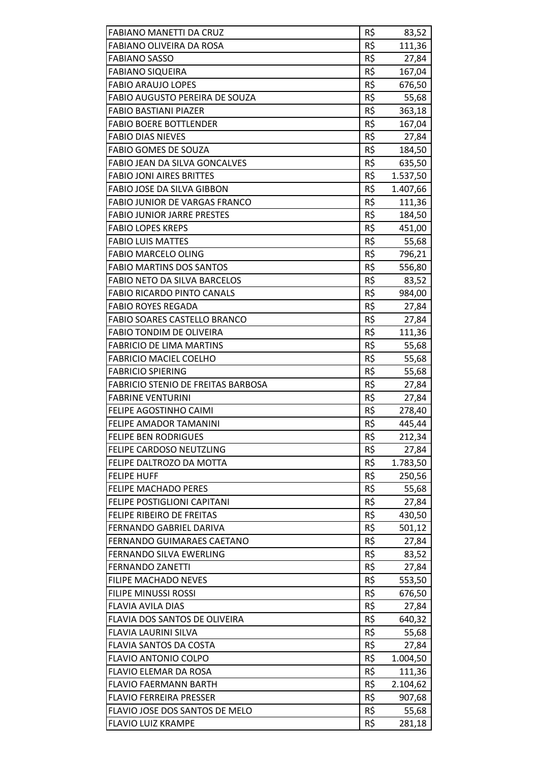| | | |
|---|---|---|
| FABIANO MANETTI DA CRUZ | R$ | 83,52 |
| FABIANO OLIVEIRA DA ROSA | R$ | 111,36 |
| FABIANO SASSO | R$ | 27,84 |
| FABIANO SIQUEIRA | R$ | 167,04 |
| FABIO ARAUJO LOPES | R$ | 676,50 |
| FABIO AUGUSTO PEREIRA DE SOUZA | R$ | 55,68 |
| FABIO BASTIANI PIAZER | R$ | 363,18 |
| FABIO BOERE BOTTLENDER | R$ | 167,04 |
| FABIO DIAS NIEVES | R$ | 27,84 |
| FABIO GOMES DE SOUZA | R$ | 184,50 |
| FABIO JEAN DA SILVA GONCALVES | R$ | 635,50 |
| FABIO JONI AIRES BRITTES | R$ | 1.537,50 |
| FABIO JOSE DA SILVA GIBBON | R$ | 1.407,66 |
| FABIO JUNIOR DE VARGAS FRANCO | R$ | 111,36 |
| FABIO JUNIOR JARRE PRESTES | R$ | 184,50 |
| FABIO LOPES KREPS | R$ | 451,00 |
| FABIO LUIS MATTES | R$ | 55,68 |
| FABIO MARCELO OLING | R$ | 796,21 |
| FABIO MARTINS DOS SANTOS | R$ | 556,80 |
| FABIO NETO DA SILVA BARCELOS | R$ | 83,52 |
| FABIO RICARDO PINTO CANALS | R$ | 984,00 |
| FABIO ROYES REGADA | R$ | 27,84 |
| FABIO SOARES CASTELLO BRANCO | R$ | 27,84 |
| FABIO TONDIM DE OLIVEIRA | R$ | 111,36 |
| FABRICIO DE LIMA MARTINS | R$ | 55,68 |
| FABRICIO MACIEL COELHO | R$ | 55,68 |
| FABRICIO SPIERING | R$ | 55,68 |
| FABRICIO STENIO DE FREITAS BARBOSA | R$ | 27,84 |
| FABRINE VENTURINI | R$ | 27,84 |
| FELIPE AGOSTINHO CAIMI | R$ | 278,40 |
| FELIPE AMADOR TAMANINI | R$ | 445,44 |
| FELIPE BEN RODRIGUES | R$ | 212,34 |
| FELIPE CARDOSO NEUTZLING | R$ | 27,84 |
| FELIPE DALTROZO DA MOTTA | R$ | 1.783,50 |
| FELIPE HUFF | R$ | 250,56 |
| FELIPE MACHADO PERES | R$ | 55,68 |
| FELIPE POSTIGLIONI CAPITANI | R$ | 27,84 |
| FELIPE RIBEIRO DE FREITAS | R$ | 430,50 |
| FERNANDO GABRIEL DARIVA | R$ | 501,12 |
| FERNANDO GUIMARAES CAETANO | R$ | 27,84 |
| FERNANDO SILVA EWERLING | R$ | 83,52 |
| FERNANDO ZANETTI | R$ | 27,84 |
| FILIPE MACHADO NEVES | R$ | 553,50 |
| FILIPE MINUSSI ROSSI | R$ | 676,50 |
| FLAVIA AVILA DIAS | R$ | 27,84 |
| FLAVIA DOS SANTOS DE OLIVEIRA | R$ | 640,32 |
| FLAVIA LAURINI SILVA | R$ | 55,68 |
| FLAVIA SANTOS DA COSTA | R$ | 27,84 |
| FLAVIO ANTONIO COLPO | R$ | 1.004,50 |
| FLAVIO ELEMAR DA ROSA | R$ | 111,36 |
| FLAVIO FAERMANN BARTH | R$ | 2.104,62 |
| FLAVIO FERREIRA PRESSER | R$ | 907,68 |
| FLAVIO JOSE DOS SANTOS DE MELO | R$ | 55,68 |
| FLAVIO LUIZ KRAMPE | R$ | 281,18 |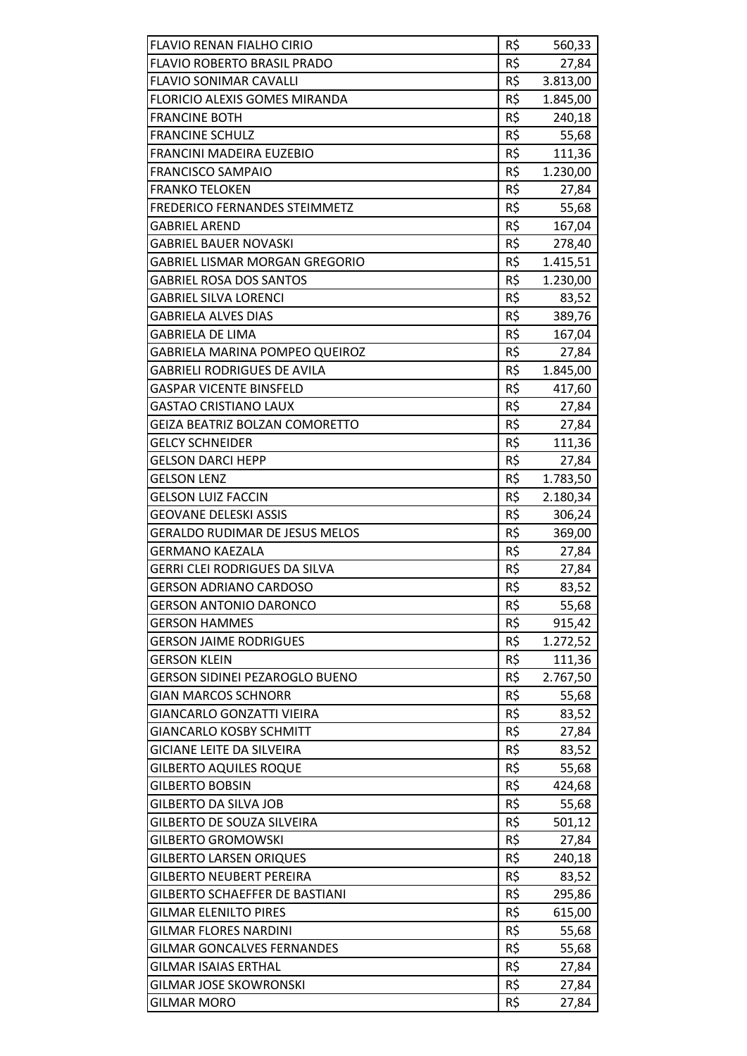| | | |
|---|---|---|
| FLAVIO RENAN FIALHO CIRIO | R$ | 560,33 |
| FLAVIO ROBERTO BRASIL PRADO | R$ | 27,84 |
| FLAVIO SONIMAR CAVALLI | R$ | 3.813,00 |
| FLORICIO ALEXIS GOMES MIRANDA | R$ | 1.845,00 |
| FRANCINE BOTH | R$ | 240,18 |
| FRANCINE SCHULZ | R$ | 55,68 |
| FRANCINI MADEIRA EUZEBIO | R$ | 111,36 |
| FRANCISCO SAMPAIO | R$ | 1.230,00 |
| FRANKO TELOKEN | R$ | 27,84 |
| FREDERICO FERNANDES STEIMMETZ | R$ | 55,68 |
| GABRIEL AREND | R$ | 167,04 |
| GABRIEL BAUER NOVASKI | R$ | 278,40 |
| GABRIEL LISMAR MORGAN GREGORIO | R$ | 1.415,51 |
| GABRIEL ROSA DOS SANTOS | R$ | 1.230,00 |
| GABRIEL SILVA LORENCI | R$ | 83,52 |
| GABRIELA ALVES DIAS | R$ | 389,76 |
| GABRIELA DE LIMA | R$ | 167,04 |
| GABRIELA MARINA POMPEO QUEIROZ | R$ | 27,84 |
| GABRIELI RODRIGUES DE AVILA | R$ | 1.845,00 |
| GASPAR VICENTE BINSFELD | R$ | 417,60 |
| GASTAO CRISTIANO LAUX | R$ | 27,84 |
| GEIZA BEATRIZ BOLZAN COMORETTO | R$ | 27,84 |
| GELCY SCHNEIDER | R$ | 111,36 |
| GELSON DARCI HEPP | R$ | 27,84 |
| GELSON LENZ | R$ | 1.783,50 |
| GELSON LUIZ FACCIN | R$ | 2.180,34 |
| GEOVANE DELESKI ASSIS | R$ | 306,24 |
| GERALDO RUDIMAR DE JESUS MELOS | R$ | 369,00 |
| GERMANO KAEZALA | R$ | 27,84 |
| GERRI CLEI RODRIGUES DA SILVA | R$ | 27,84 |
| GERSON ADRIANO CARDOSO | R$ | 83,52 |
| GERSON ANTONIO DARONCO | R$ | 55,68 |
| GERSON HAMMES | R$ | 915,42 |
| GERSON JAIME RODRIGUES | R$ | 1.272,52 |
| GERSON KLEIN | R$ | 111,36 |
| GERSON SIDINEI PEZAROGLO BUENO | R$ | 2.767,50 |
| GIAN MARCOS SCHNORR | R$ | 55,68 |
| GIANCARLO GONZATTI VIEIRA | R$ | 83,52 |
| GIANCARLO KOSBY SCHMITT | R$ | 27,84 |
| GICIANE LEITE DA SILVEIRA | R$ | 83,52 |
| GILBERTO AQUILES ROQUE | R$ | 55,68 |
| GILBERTO BOBSIN | R$ | 424,68 |
| GILBERTO DA SILVA JOB | R$ | 55,68 |
| GILBERTO DE SOUZA SILVEIRA | R$ | 501,12 |
| GILBERTO GROMOWSKI | R$ | 27,84 |
| GILBERTO LARSEN ORIQUES | R$ | 240,18 |
| GILBERTO NEUBERT PEREIRA | R$ | 83,52 |
| GILBERTO SCHAEFFER DE BASTIANI | R$ | 295,86 |
| GILMAR ELENILTO PIRES | R$ | 615,00 |
| GILMAR FLORES NARDINI | R$ | 55,68 |
| GILMAR GONCALVES FERNANDES | R$ | 55,68 |
| GILMAR ISAIAS ERTHAL | R$ | 27,84 |
| GILMAR JOSE SKOWRONSKI | R$ | 27,84 |
| GILMAR MORO | R$ | 27,84 |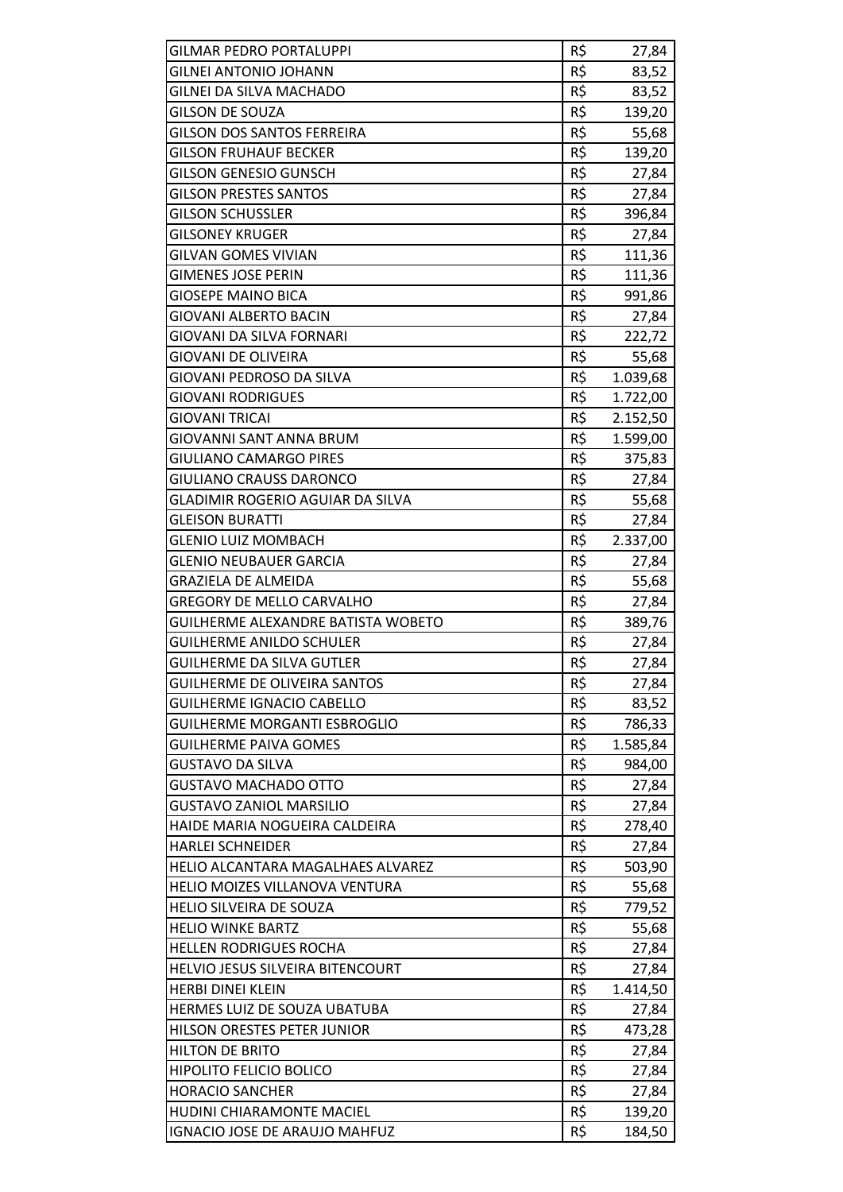| | | |
|---|---|---|
| GILMAR PEDRO PORTALUPPI | R$ | 27,84 |
| GILNEI ANTONIO JOHANN | R$ | 83,52 |
| GILNEI DA SILVA MACHADO | R$ | 83,52 |
| GILSON DE SOUZA | R$ | 139,20 |
| GILSON DOS SANTOS FERREIRA | R$ | 55,68 |
| GILSON FRUHAUF BECKER | R$ | 139,20 |
| GILSON GENESIO GUNSCH | R$ | 27,84 |
| GILSON PRESTES SANTOS | R$ | 27,84 |
| GILSON SCHUSSLER | R$ | 396,84 |
| GILSONEY KRUGER | R$ | 27,84 |
| GILVAN GOMES VIVIAN | R$ | 111,36 |
| GIMENES JOSE PERIN | R$ | 111,36 |
| GIOSEPE MAINO BICA | R$ | 991,86 |
| GIOVANI ALBERTO BACIN | R$ | 27,84 |
| GIOVANI DA SILVA FORNARI | R$ | 222,72 |
| GIOVANI DE OLIVEIRA | R$ | 55,68 |
| GIOVANI PEDROSO DA SILVA | R$ | 1.039,68 |
| GIOVANI RODRIGUES | R$ | 1.722,00 |
| GIOVANI TRICAI | R$ | 2.152,50 |
| GIOVANNI SANT ANNA BRUM | R$ | 1.599,00 |
| GIULIANO CAMARGO PIRES | R$ | 375,83 |
| GIULIANO CRAUSS DARONCO | R$ | 27,84 |
| GLADIMIR ROGERIO AGUIAR DA SILVA | R$ | 55,68 |
| GLEISON BURATTI | R$ | 27,84 |
| GLENIO LUIZ MOMBACH | R$ | 2.337,00 |
| GLENIO NEUBAUER GARCIA | R$ | 27,84 |
| GRAZIELA DE ALMEIDA | R$ | 55,68 |
| GREGORY DE MELLO CARVALHO | R$ | 27,84 |
| GUILHERME ALEXANDRE BATISTA WOBETO | R$ | 389,76 |
| GUILHERME ANILDO SCHULER | R$ | 27,84 |
| GUILHERME DA SILVA GUTLER | R$ | 27,84 |
| GUILHERME DE OLIVEIRA SANTOS | R$ | 27,84 |
| GUILHERME IGNACIO CABELLO | R$ | 83,52 |
| GUILHERME MORGANTI ESBROGLIO | R$ | 786,33 |
| GUILHERME PAIVA GOMES | R$ | 1.585,84 |
| GUSTAVO DA SILVA | R$ | 984,00 |
| GUSTAVO MACHADO OTTO | R$ | 27,84 |
| GUSTAVO ZANIOL MARSILIO | R$ | 27,84 |
| HAIDE MARIA NOGUEIRA CALDEIRA | R$ | 278,40 |
| HARLEI SCHNEIDER | R$ | 27,84 |
| HELIO ALCANTARA MAGALHAES ALVAREZ | R$ | 503,90 |
| HELIO MOIZES VILLANOVA VENTURA | R$ | 55,68 |
| HELIO SILVEIRA DE SOUZA | R$ | 779,52 |
| HELIO WINKE BARTZ | R$ | 55,68 |
| HELLEN RODRIGUES ROCHA | R$ | 27,84 |
| HELVIO JESUS SILVEIRA BITENCOURT | R$ | 27,84 |
| HERBI DINEI KLEIN | R$ | 1.414,50 |
| HERMES LUIZ DE SOUZA UBATUBA | R$ | 27,84 |
| HILSON ORESTES PETER JUNIOR | R$ | 473,28 |
| HILTON DE BRITO | R$ | 27,84 |
| HIPOLITO FELICIO BOLICO | R$ | 27,84 |
| HORACIO SANCHER | R$ | 27,84 |
| HUDINI CHIARAMONTE MACIEL | R$ | 139,20 |
| IGNACIO JOSE DE ARAUJO MAHFUZ | R$ | 184,50 |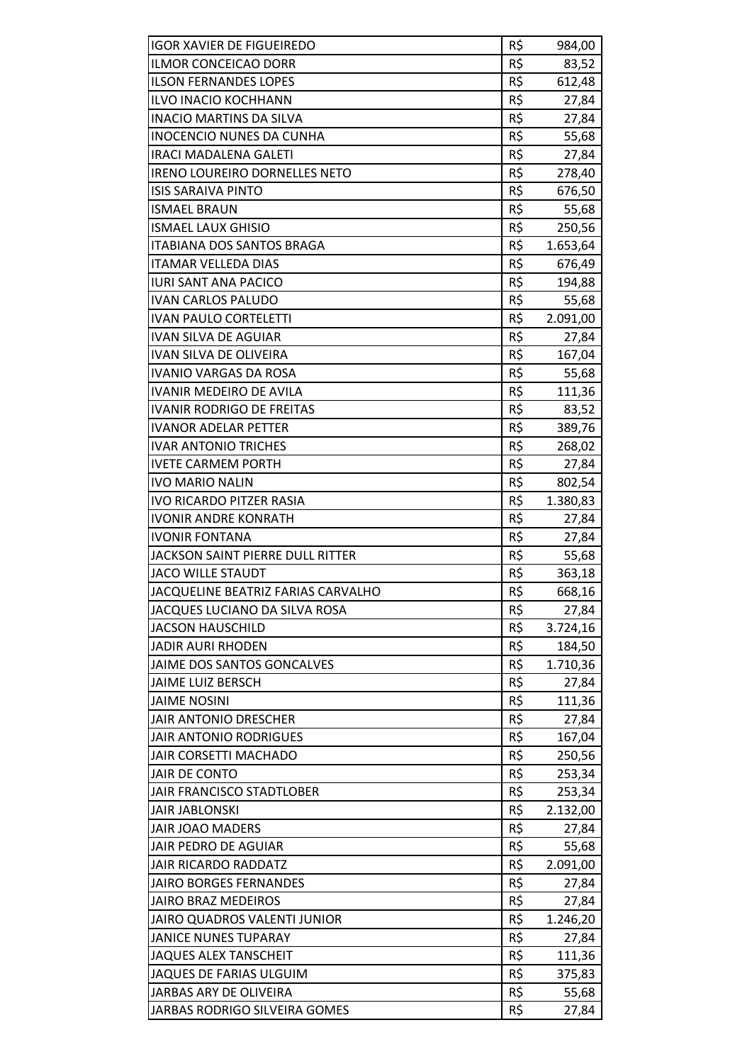| | | |
|---|---|---|
| IGOR XAVIER DE FIGUEIREDO | R$ | 984,00 |
| ILMOR CONCEICAO DORR | R$ | 83,52 |
| ILSON FERNANDES LOPES | R$ | 612,48 |
| ILVO INACIO KOCHHANN | R$ | 27,84 |
| INACIO MARTINS DA SILVA | R$ | 27,84 |
| INOCENCIO NUNES DA CUNHA | R$ | 55,68 |
| IRACI MADALENA GALETI | R$ | 27,84 |
| IRENO LOUREIRO DORNELLES NETO | R$ | 278,40 |
| ISIS SARAIVA PINTO | R$ | 676,50 |
| ISMAEL BRAUN | R$ | 55,68 |
| ISMAEL LAUX GHISIO | R$ | 250,56 |
| ITABIANA DOS SANTOS BRAGA | R$ | 1.653,64 |
| ITAMAR VELLEDA DIAS | R$ | 676,49 |
| IURI SANT ANA PACICO | R$ | 194,88 |
| IVAN CARLOS PALUDO | R$ | 55,68 |
| IVAN PAULO CORTELETTI | R$ | 2.091,00 |
| IVAN SILVA DE AGUIAR | R$ | 27,84 |
| IVAN SILVA DE OLIVEIRA | R$ | 167,04 |
| IVANIO VARGAS DA ROSA | R$ | 55,68 |
| IVANIR MEDEIRO DE AVILA | R$ | 111,36 |
| IVANIR RODRIGO DE FREITAS | R$ | 83,52 |
| IVANOR ADELAR PETTER | R$ | 389,76 |
| IVAR ANTONIO TRICHES | R$ | 268,02 |
| IVETE CARMEM PORTH | R$ | 27,84 |
| IVO MARIO NALIN | R$ | 802,54 |
| IVO RICARDO PITZER RASIA | R$ | 1.380,83 |
| IVONIR ANDRE KONRATH | R$ | 27,84 |
| IVONIR FONTANA | R$ | 27,84 |
| JACKSON SAINT PIERRE DULL RITTER | R$ | 55,68 |
| JACO WILLE STAUDT | R$ | 363,18 |
| JACQUELINE BEATRIZ FARIAS CARVALHO | R$ | 668,16 |
| JACQUES LUCIANO DA SILVA ROSA | R$ | 27,84 |
| JACSON HAUSCHILD | R$ | 3.724,16 |
| JADIR AURI RHODEN | R$ | 184,50 |
| JAIME DOS SANTOS GONCALVES | R$ | 1.710,36 |
| JAIME LUIZ BERSCH | R$ | 27,84 |
| JAIME NOSINI | R$ | 111,36 |
| JAIR ANTONIO DRESCHER | R$ | 27,84 |
| JAIR ANTONIO RODRIGUES | R$ | 167,04 |
| JAIR CORSETTI MACHADO | R$ | 250,56 |
| JAIR DE CONTO | R$ | 253,34 |
| JAIR FRANCISCO STADTLOBER | R$ | 253,34 |
| JAIR JABLONSKI | R$ | 2.132,00 |
| JAIR JOAO MADERS | R$ | 27,84 |
| JAIR PEDRO DE AGUIAR | R$ | 55,68 |
| JAIR RICARDO RADDATZ | R$ | 2.091,00 |
| JAIRO BORGES FERNANDES | R$ | 27,84 |
| JAIRO BRAZ MEDEIROS | R$ | 27,84 |
| JAIRO QUADROS VALENTI JUNIOR | R$ | 1.246,20 |
| JANICE NUNES TUPARAY | R$ | 27,84 |
| JAQUES ALEX TANSCHEIT | R$ | 111,36 |
| JAQUES DE FARIAS ULGUIM | R$ | 375,83 |
| JARBAS ARY DE OLIVEIRA | R$ | 55,68 |
| JARBAS RODRIGO SILVEIRA GOMES | R$ | 27,84 |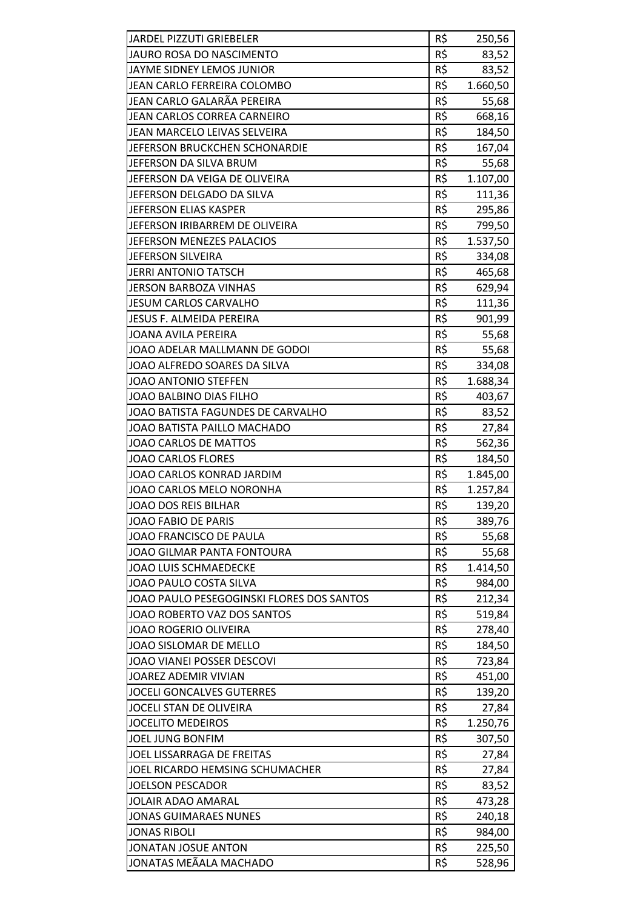| | | |
|---|---|---|
| JARDEL PIZZUTI GRIEBELER | R$ | 250,56 |
| JAURO ROSA DO NASCIMENTO | R$ | 83,52 |
| JAYME SIDNEY LEMOS JUNIOR | R$ | 83,52 |
| JEAN CARLO FERREIRA COLOMBO | R$ | 1.660,50 |
| JEAN CARLO GALARÃA PEREIRA | R$ | 55,68 |
| JEAN CARLOS CORREA CARNEIRO | R$ | 668,16 |
| JEAN MARCELO LEIVAS SELVEIRA | R$ | 184,50 |
| JEFERSON BRUCKCHEN SCHONARDIE | R$ | 167,04 |
| JEFERSON DA SILVA BRUM | R$ | 55,68 |
| JEFERSON DA VEIGA DE OLIVEIRA | R$ | 1.107,00 |
| JEFERSON DELGADO DA SILVA | R$ | 111,36 |
| JEFERSON ELIAS KASPER | R$ | 295,86 |
| JEFERSON IRIBARREM DE OLIVEIRA | R$ | 799,50 |
| JEFERSON MENEZES PALACIOS | R$ | 1.537,50 |
| JEFERSON SILVEIRA | R$ | 334,08 |
| JERRI ANTONIO TATSCH | R$ | 465,68 |
| JERSON BARBOZA VINHAS | R$ | 629,94 |
| JESUM CARLOS CARVALHO | R$ | 111,36 |
| JESUS F. ALMEIDA PEREIRA | R$ | 901,99 |
| JOANA AVILA PEREIRA | R$ | 55,68 |
| JOAO ADELAR MALLMANN DE GODOI | R$ | 55,68 |
| JOAO ALFREDO SOARES DA SILVA | R$ | 334,08 |
| JOAO ANTONIO STEFFEN | R$ | 1.688,34 |
| JOAO BALBINO DIAS FILHO | R$ | 403,67 |
| JOAO BATISTA FAGUNDES DE CARVALHO | R$ | 83,52 |
| JOAO BATISTA PAILLO MACHADO | R$ | 27,84 |
| JOAO CARLOS DE MATTOS | R$ | 562,36 |
| JOAO CARLOS FLORES | R$ | 184,50 |
| JOAO CARLOS KONRAD JARDIM | R$ | 1.845,00 |
| JOAO CARLOS MELO NORONHA | R$ | 1.257,84 |
| JOAO DOS REIS BILHAR | R$ | 139,20 |
| JOAO FABIO DE PARIS | R$ | 389,76 |
| JOAO FRANCISCO DE PAULA | R$ | 55,68 |
| JOAO GILMAR PANTA FONTOURA | R$ | 55,68 |
| JOAO LUIS SCHMAEDECKE | R$ | 1.414,50 |
| JOAO PAULO COSTA SILVA | R$ | 984,00 |
| JOAO PAULO PESEGOGINSKI FLORES DOS SANTOS | R$ | 212,34 |
| JOAO ROBERTO VAZ DOS SANTOS | R$ | 519,84 |
| JOAO ROGERIO OLIVEIRA | R$ | 278,40 |
| JOAO SISLOMAR DE MELLO | R$ | 184,50 |
| JOAO VIANEI POSSER DESCOVI | R$ | 723,84 |
| JOAREZ ADEMIR VIVIAN | R$ | 451,00 |
| JOCELI GONCALVES GUTERRES | R$ | 139,20 |
| JOCELI STAN DE OLIVEIRA | R$ | 27,84 |
| JOCELITO MEDEIROS | R$ | 1.250,76 |
| JOEL JUNG BONFIM | R$ | 307,50 |
| JOEL LISSARRAGA DE FREITAS | R$ | 27,84 |
| JOEL RICARDO HEMSING SCHUMACHER | R$ | 27,84 |
| JOELSON PESCADOR | R$ | 83,52 |
| JOLAIR ADAO AMARAL | R$ | 473,28 |
| JONAS GUIMARAES NUNES | R$ | 240,18 |
| JONAS RIBOLI | R$ | 984,00 |
| JONATAN JOSUE ANTON | R$ | 225,50 |
| JONATAS MEÃALA MACHADO | R$ | 528,96 |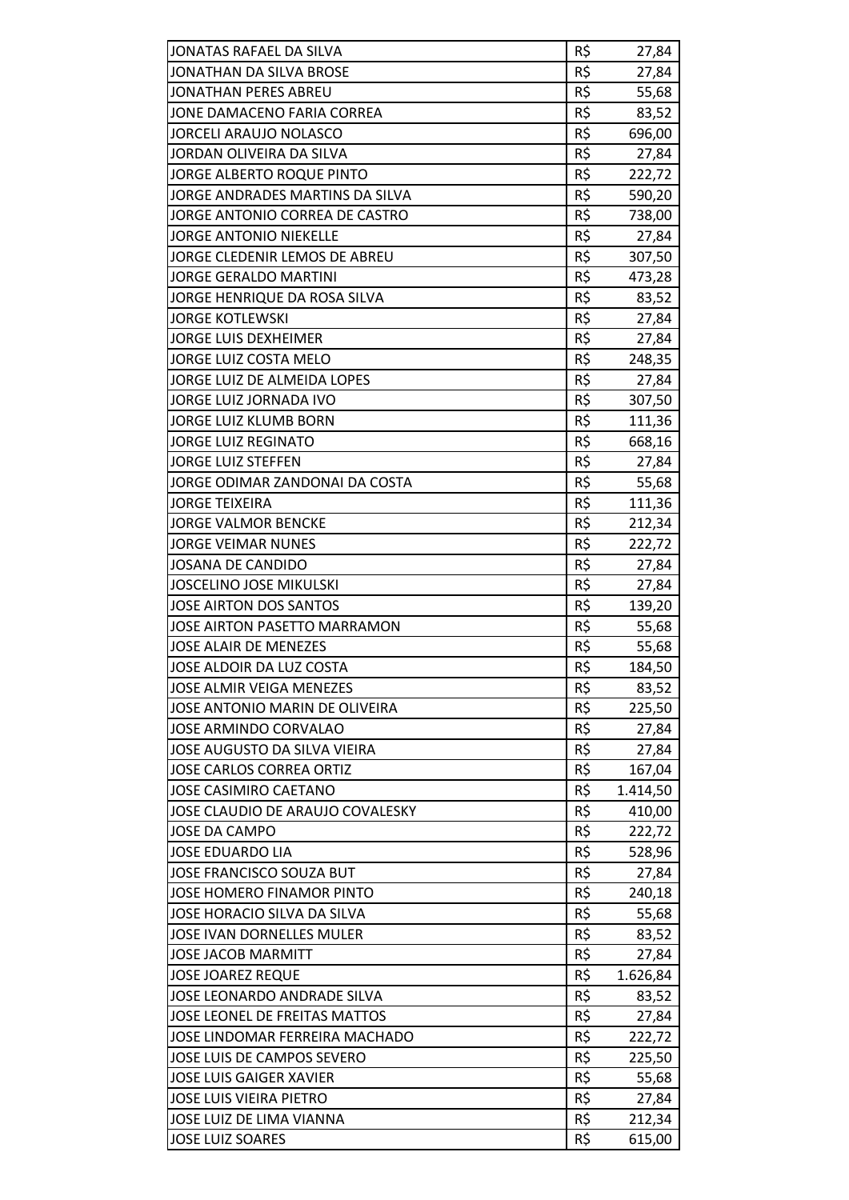| | | |
|---|---|---|
| JONATAS RAFAEL DA SILVA | R$ | 27,84 |
| JONATHAN DA SILVA BROSE | R$ | 27,84 |
| JONATHAN PERES ABREU | R$ | 55,68 |
| JONE DAMACENO FARIA CORREA | R$ | 83,52 |
| JORCELI ARAUJO NOLASCO | R$ | 696,00 |
| JORDAN OLIVEIRA DA SILVA | R$ | 27,84 |
| JORGE ALBERTO ROQUE PINTO | R$ | 222,72 |
| JORGE ANDRADES MARTINS DA SILVA | R$ | 590,20 |
| JORGE ANTONIO CORREA DE CASTRO | R$ | 738,00 |
| JORGE ANTONIO NIEKELLE | R$ | 27,84 |
| JORGE CLEDENIR LEMOS DE ABREU | R$ | 307,50 |
| JORGE GERALDO MARTINI | R$ | 473,28 |
| JORGE HENRIQUE DA ROSA SILVA | R$ | 83,52 |
| JORGE KOTLEWSKI | R$ | 27,84 |
| JORGE LUIS DEXHEIMER | R$ | 27,84 |
| JORGE LUIZ COSTA MELO | R$ | 248,35 |
| JORGE LUIZ DE ALMEIDA LOPES | R$ | 27,84 |
| JORGE LUIZ JORNADA IVO | R$ | 307,50 |
| JORGE LUIZ KLUMB BORN | R$ | 111,36 |
| JORGE LUIZ REGINATO | R$ | 668,16 |
| JORGE LUIZ STEFFEN | R$ | 27,84 |
| JORGE ODIMAR ZANDONAI DA COSTA | R$ | 55,68 |
| JORGE TEIXEIRA | R$ | 111,36 |
| JORGE VALMOR BENCKE | R$ | 212,34 |
| JORGE VEIMAR NUNES | R$ | 222,72 |
| JOSANA DE CANDIDO | R$ | 27,84 |
| JOSCELINO JOSE MIKULSKI | R$ | 27,84 |
| JOSE AIRTON DOS SANTOS | R$ | 139,20 |
| JOSE AIRTON PASETTO MARRAMON | R$ | 55,68 |
| JOSE ALAIR DE MENEZES | R$ | 55,68 |
| JOSE ALDOIR DA LUZ COSTA | R$ | 184,50 |
| JOSE ALMIR VEIGA MENEZES | R$ | 83,52 |
| JOSE ANTONIO MARIN DE OLIVEIRA | R$ | 225,50 |
| JOSE ARMINDO CORVALAO | R$ | 27,84 |
| JOSE AUGUSTO DA SILVA VIEIRA | R$ | 27,84 |
| JOSE CARLOS CORREA ORTIZ | R$ | 167,04 |
| JOSE CASIMIRO CAETANO | R$ | 1.414,50 |
| JOSE CLAUDIO DE ARAUJO COVALESKY | R$ | 410,00 |
| JOSE DA CAMPO | R$ | 222,72 |
| JOSE EDUARDO LIA | R$ | 528,96 |
| JOSE FRANCISCO SOUZA BUT | R$ | 27,84 |
| JOSE HOMERO FINAMOR PINTO | R$ | 240,18 |
| JOSE HORACIO SILVA DA SILVA | R$ | 55,68 |
| JOSE IVAN DORNELLES MULER | R$ | 83,52 |
| JOSE JACOB MARMITT | R$ | 27,84 |
| JOSE JOAREZ REQUE | R$ | 1.626,84 |
| JOSE LEONARDO ANDRADE SILVA | R$ | 83,52 |
| JOSE LEONEL DE FREITAS MATTOS | R$ | 27,84 |
| JOSE LINDOMAR FERREIRA MACHADO | R$ | 222,72 |
| JOSE LUIS DE CAMPOS SEVERO | R$ | 225,50 |
| JOSE LUIS GAIGER XAVIER | R$ | 55,68 |
| JOSE LUIS VIEIRA PIETRO | R$ | 27,84 |
| JOSE LUIZ DE LIMA VIANNA | R$ | 212,34 |
| JOSE LUIZ SOARES | R$ | 615,00 |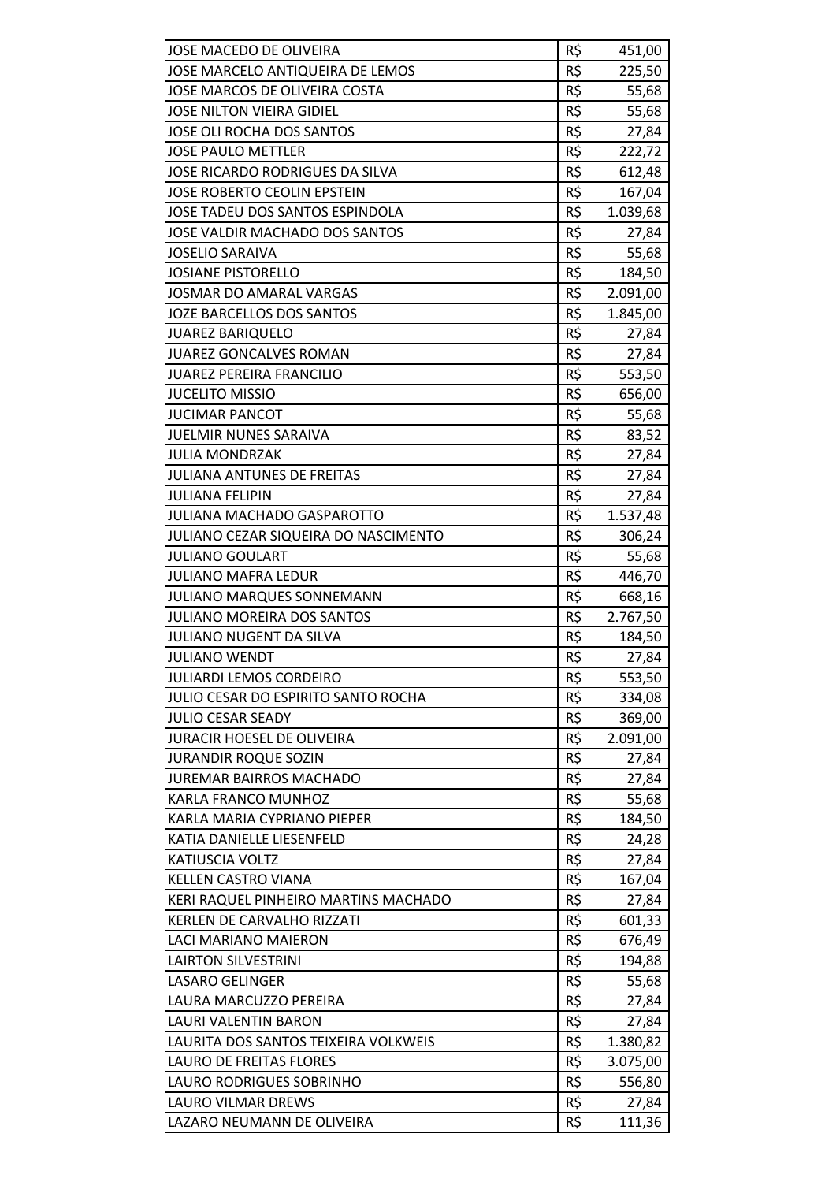| | | |
|---|---|---|
| JOSE MACEDO DE OLIVEIRA | R$ | 451,00 |
| JOSE MARCELO ANTIQUEIRA DE LEMOS | R$ | 225,50 |
| JOSE MARCOS DE OLIVEIRA COSTA | R$ | 55,68 |
| JOSE NILTON VIEIRA GIDIEL | R$ | 55,68 |
| JOSE OLI ROCHA DOS SANTOS | R$ | 27,84 |
| JOSE PAULO METTLER | R$ | 222,72 |
| JOSE RICARDO RODRIGUES DA SILVA | R$ | 612,48 |
| JOSE ROBERTO CEOLIN EPSTEIN | R$ | 167,04 |
| JOSE TADEU DOS SANTOS ESPINDOLA | R$ | 1.039,68 |
| JOSE VALDIR MACHADO DOS SANTOS | R$ | 27,84 |
| JOSELIO SARAIVA | R$ | 55,68 |
| JOSIANE PISTORELLO | R$ | 184,50 |
| JOSMAR DO AMARAL VARGAS | R$ | 2.091,00 |
| JOZE BARCELLOS DOS SANTOS | R$ | 1.845,00 |
| JUAREZ BARIQUELO | R$ | 27,84 |
| JUAREZ GONCALVES ROMAN | R$ | 27,84 |
| JUAREZ PEREIRA FRANCILIO | R$ | 553,50 |
| JUCELITO MISSIO | R$ | 656,00 |
| JUCIMAR PANCOT | R$ | 55,68 |
| JUELMIR NUNES SARAIVA | R$ | 83,52 |
| JULIA MONDRZAK | R$ | 27,84 |
| JULIANA ANTUNES DE FREITAS | R$ | 27,84 |
| JULIANA FELIPIN | R$ | 27,84 |
| JULIANA MACHADO GASPAROTTO | R$ | 1.537,48 |
| JULIANO CEZAR SIQUEIRA DO NASCIMENTO | R$ | 306,24 |
| JULIANO GOULART | R$ | 55,68 |
| JULIANO MAFRA LEDUR | R$ | 446,70 |
| JULIANO MARQUES SONNEMANN | R$ | 668,16 |
| JULIANO MOREIRA DOS SANTOS | R$ | 2.767,50 |
| JULIANO NUGENT DA SILVA | R$ | 184,50 |
| JULIANO WENDT | R$ | 27,84 |
| JULIARDI LEMOS CORDEIRO | R$ | 553,50 |
| JULIO CESAR DO ESPIRITO SANTO ROCHA | R$ | 334,08 |
| JULIO CESAR SEADY | R$ | 369,00 |
| JURACIR HOESEL DE OLIVEIRA | R$ | 2.091,00 |
| JURANDIR ROQUE SOZIN | R$ | 27,84 |
| JUREMAR BAIRROS MACHADO | R$ | 27,84 |
| KARLA FRANCO MUNHOZ | R$ | 55,68 |
| KARLA MARIA CYPRIANO PIEPER | R$ | 184,50 |
| KATIA DANIELLE LIESENFELD | R$ | 24,28 |
| KATIUSCIA VOLTZ | R$ | 27,84 |
| KELLEN CASTRO VIANA | R$ | 167,04 |
| KERI RAQUEL PINHEIRO MARTINS MACHADO | R$ | 27,84 |
| KERLEN DE CARVALHO RIZZATI | R$ | 601,33 |
| LACI MARIANO MAIERON | R$ | 676,49 |
| LAIRTON SILVESTRINI | R$ | 194,88 |
| LASARO GELINGER | R$ | 55,68 |
| LAURA MARCUZZO PEREIRA | R$ | 27,84 |
| LAURI VALENTIN BARON | R$ | 27,84 |
| LAURITA DOS SANTOS TEIXEIRA VOLKWEIS | R$ | 1.380,82 |
| LAURO DE FREITAS FLORES | R$ | 3.075,00 |
| LAURO RODRIGUES SOBRINHO | R$ | 556,80 |
| LAURO VILMAR DREWS | R$ | 27,84 |
| LAZARO NEUMANN DE OLIVEIRA | R$ | 111,36 |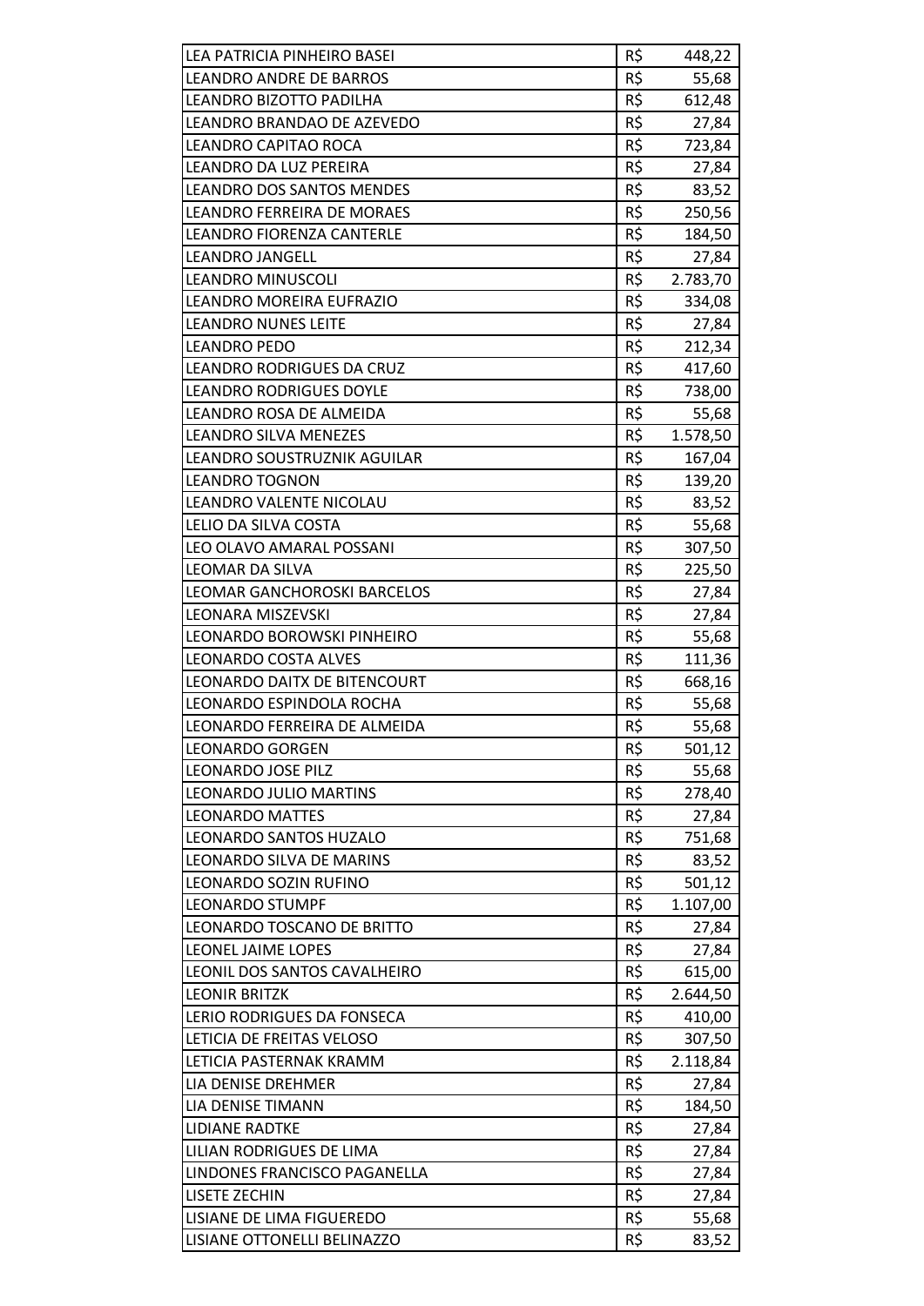| | | |
|---|---|---|
| LEA PATRICIA PINHEIRO BASEI | R$ | 448,22 |
| LEANDRO ANDRE DE BARROS | R$ | 55,68 |
| LEANDRO BIZOTTO PADILHA | R$ | 612,48 |
| LEANDRO BRANDAO DE AZEVEDO | R$ | 27,84 |
| LEANDRO CAPITAO ROCA | R$ | 723,84 |
| LEANDRO DA LUZ PEREIRA | R$ | 27,84 |
| LEANDRO DOS SANTOS MENDES | R$ | 83,52 |
| LEANDRO FERREIRA DE MORAES | R$ | 250,56 |
| LEANDRO FIORENZA CANTERLE | R$ | 184,50 |
| LEANDRO JANGELL | R$ | 27,84 |
| LEANDRO MINUSCOLI | R$ | 2.783,70 |
| LEANDRO MOREIRA EUFRAZIO | R$ | 334,08 |
| LEANDRO NUNES LEITE | R$ | 27,84 |
| LEANDRO PEDO | R$ | 212,34 |
| LEANDRO RODRIGUES DA CRUZ | R$ | 417,60 |
| LEANDRO RODRIGUES DOYLE | R$ | 738,00 |
| LEANDRO ROSA DE ALMEIDA | R$ | 55,68 |
| LEANDRO SILVA MENEZES | R$ | 1.578,50 |
| LEANDRO SOUSTRUZNIK AGUILAR | R$ | 167,04 |
| LEANDRO TOGNON | R$ | 139,20 |
| LEANDRO VALENTE NICOLAU | R$ | 83,52 |
| LELIO DA SILVA COSTA | R$ | 55,68 |
| LEO OLAVO AMARAL POSSANI | R$ | 307,50 |
| LEOMAR DA SILVA | R$ | 225,50 |
| LEOMAR GANCHOROSKI BARCELOS | R$ | 27,84 |
| LEONARA MISZEVSKI | R$ | 27,84 |
| LEONARDO BOROWSKI PINHEIRO | R$ | 55,68 |
| LEONARDO COSTA ALVES | R$ | 111,36 |
| LEONARDO DAITX DE BITENCOURT | R$ | 668,16 |
| LEONARDO ESPINDOLA ROCHA | R$ | 55,68 |
| LEONARDO FERREIRA DE ALMEIDA | R$ | 55,68 |
| LEONARDO GORGEN | R$ | 501,12 |
| LEONARDO JOSE PILZ | R$ | 55,68 |
| LEONARDO JULIO MARTINS | R$ | 278,40 |
| LEONARDO MATTES | R$ | 27,84 |
| LEONARDO SANTOS HUZALO | R$ | 751,68 |
| LEONARDO SILVA DE MARINS | R$ | 83,52 |
| LEONARDO SOZIN RUFINO | R$ | 501,12 |
| LEONARDO STUMPF | R$ | 1.107,00 |
| LEONARDO TOSCANO DE BRITTO | R$ | 27,84 |
| LEONEL JAIME LOPES | R$ | 27,84 |
| LEONIL DOS SANTOS CAVALHEIRO | R$ | 615,00 |
| LEONIR BRITZK | R$ | 2.644,50 |
| LERIO RODRIGUES DA FONSECA | R$ | 410,00 |
| LETICIA DE FREITAS VELOSO | R$ | 307,50 |
| LETICIA PASTERNAK KRAMM | R$ | 2.118,84 |
| LIA DENISE DREHMER | R$ | 27,84 |
| LIA DENISE TIMANN | R$ | 184,50 |
| LIDIANE RADTKE | R$ | 27,84 |
| LILIAN RODRIGUES DE LIMA | R$ | 27,84 |
| LINDONES FRANCISCO PAGANELLA | R$ | 27,84 |
| LISETE ZECHIN | R$ | 27,84 |
| LISIANE DE LIMA FIGUEREDO | R$ | 55,68 |
| LISIANE OTTONELLI BELINAZZO | R$ | 83,52 |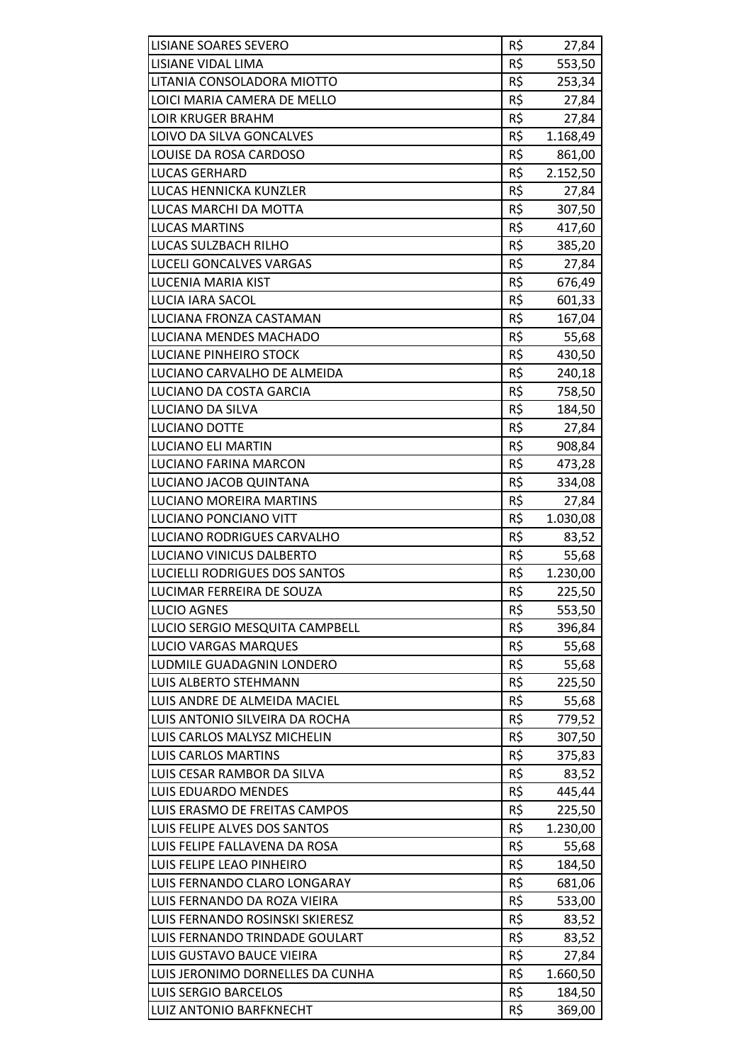| | | |
|---|---|---|
| LISIANE SOARES SEVERO | R$ | 27,84 |
| LISIANE VIDAL LIMA | R$ | 553,50 |
| LITANIA CONSOLADORA MIOTTO | R$ | 253,34 |
| LOICI MARIA CAMERA DE MELLO | R$ | 27,84 |
| LOIR KRUGER BRAHM | R$ | 27,84 |
| LOIVO DA SILVA GONCALVES | R$ | 1.168,49 |
| LOUISE DA ROSA CARDOSO | R$ | 861,00 |
| LUCAS GERHARD | R$ | 2.152,50 |
| LUCAS HENNICKA KUNZLER | R$ | 27,84 |
| LUCAS MARCHI DA MOTTA | R$ | 307,50 |
| LUCAS MARTINS | R$ | 417,60 |
| LUCAS SULZBACH RILHO | R$ | 385,20 |
| LUCELI GONCALVES VARGAS | R$ | 27,84 |
| LUCENIA MARIA KIST | R$ | 676,49 |
| LUCIA IARA SACOL | R$ | 601,33 |
| LUCIANA FRONZA CASTAMAN | R$ | 167,04 |
| LUCIANA MENDES MACHADO | R$ | 55,68 |
| LUCIANE PINHEIRO STOCK | R$ | 430,50 |
| LUCIANO CARVALHO DE ALMEIDA | R$ | 240,18 |
| LUCIANO DA COSTA GARCIA | R$ | 758,50 |
| LUCIANO DA SILVA | R$ | 184,50 |
| LUCIANO DOTTE | R$ | 27,84 |
| LUCIANO ELI MARTIN | R$ | 908,84 |
| LUCIANO FARINA MARCON | R$ | 473,28 |
| LUCIANO JACOB QUINTANA | R$ | 334,08 |
| LUCIANO MOREIRA MARTINS | R$ | 27,84 |
| LUCIANO PONCIANO VITT | R$ | 1.030,08 |
| LUCIANO RODRIGUES CARVALHO | R$ | 83,52 |
| LUCIANO VINICUS DALBERTO | R$ | 55,68 |
| LUCIELLI RODRIGUES DOS SANTOS | R$ | 1.230,00 |
| LUCIMAR FERREIRA DE SOUZA | R$ | 225,50 |
| LUCIO AGNES | R$ | 553,50 |
| LUCIO SERGIO MESQUITA CAMPBELL | R$ | 396,84 |
| LUCIO VARGAS MARQUES | R$ | 55,68 |
| LUDMILE GUADAGNIN LONDERO | R$ | 55,68 |
| LUIS ALBERTO STEHMANN | R$ | 225,50 |
| LUIS ANDRE DE ALMEIDA MACIEL | R$ | 55,68 |
| LUIS ANTONIO SILVEIRA DA ROCHA | R$ | 779,52 |
| LUIS CARLOS MALYSZ MICHELIN | R$ | 307,50 |
| LUIS CARLOS MARTINS | R$ | 375,83 |
| LUIS CESAR RAMBOR DA SILVA | R$ | 83,52 |
| LUIS EDUARDO MENDES | R$ | 445,44 |
| LUIS ERASMO DE FREITAS CAMPOS | R$ | 225,50 |
| LUIS FELIPE ALVES DOS SANTOS | R$ | 1.230,00 |
| LUIS FELIPE FALLAVENA DA ROSA | R$ | 55,68 |
| LUIS FELIPE LEAO PINHEIRO | R$ | 184,50 |
| LUIS FERNANDO CLARO LONGARAY | R$ | 681,06 |
| LUIS FERNANDO DA ROZA VIEIRA | R$ | 533,00 |
| LUIS FERNANDO ROSINSKI SKIERESZ | R$ | 83,52 |
| LUIS FERNANDO TRINDADE GOULART | R$ | 83,52 |
| LUIS GUSTAVO BAUCE VIEIRA | R$ | 27,84 |
| LUIS JERONIMO DORNELLES DA CUNHA | R$ | 1.660,50 |
| LUIS SERGIO BARCELOS | R$ | 184,50 |
| LUIZ ANTONIO BARFKNECHT | R$ | 369,00 |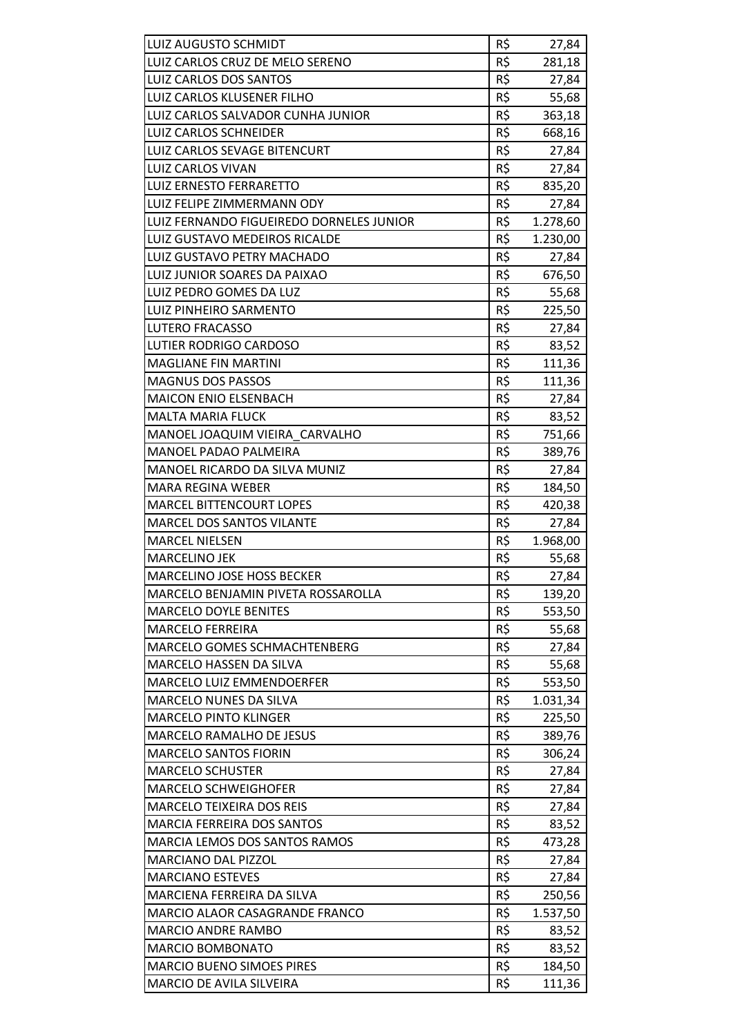| | | |
|---|---|---|
| LUIZ AUGUSTO SCHMIDT | R$ | 27,84 |
| LUIZ CARLOS CRUZ DE MELO SERENO | R$ | 281,18 |
| LUIZ CARLOS DOS SANTOS | R$ | 27,84 |
| LUIZ CARLOS KLUSENER FILHO | R$ | 55,68 |
| LUIZ CARLOS SALVADOR CUNHA JUNIOR | R$ | 363,18 |
| LUIZ CARLOS SCHNEIDER | R$ | 668,16 |
| LUIZ CARLOS SEVAGE BITENCURT | R$ | 27,84 |
| LUIZ CARLOS VIVAN | R$ | 27,84 |
| LUIZ ERNESTO FERRARETTO | R$ | 835,20 |
| LUIZ FELIPE ZIMMERMANN ODY | R$ | 27,84 |
| LUIZ FERNANDO FIGUEIREDO DORNELES JUNIOR | R$ | 1.278,60 |
| LUIZ GUSTAVO MEDEIROS RICALDE | R$ | 1.230,00 |
| LUIZ GUSTAVO PETRY MACHADO | R$ | 27,84 |
| LUIZ JUNIOR SOARES DA PAIXAO | R$ | 676,50 |
| LUIZ PEDRO GOMES DA LUZ | R$ | 55,68 |
| LUIZ PINHEIRO SARMENTO | R$ | 225,50 |
| LUTERO FRACASSO | R$ | 27,84 |
| LUTIER RODRIGO CARDOSO | R$ | 83,52 |
| MAGLIANE FIN MARTINI | R$ | 111,36 |
| MAGNUS DOS PASSOS | R$ | 111,36 |
| MAICON ENIO ELSENBACH | R$ | 27,84 |
| MALTA MARIA FLUCK | R$ | 83,52 |
| MANOEL JOAQUIM VIEIRA_CARVALHO | R$ | 751,66 |
| MANOEL PADAO PALMEIRA | R$ | 389,76 |
| MANOEL RICARDO DA SILVA MUNIZ | R$ | 27,84 |
| MARA REGINA WEBER | R$ | 184,50 |
| MARCEL BITTENCOURT LOPES | R$ | 420,38 |
| MARCEL DOS SANTOS VILANTE | R$ | 27,84 |
| MARCEL NIELSEN | R$ | 1.968,00 |
| MARCELINO JEK | R$ | 55,68 |
| MARCELINO JOSE HOSS BECKER | R$ | 27,84 |
| MARCELO BENJAMIN PIVETA ROSSAROLLA | R$ | 139,20 |
| MARCELO DOYLE BENITES | R$ | 553,50 |
| MARCELO FERREIRA | R$ | 55,68 |
| MARCELO GOMES SCHMACHTENBERG | R$ | 27,84 |
| MARCELO HASSEN DA SILVA | R$ | 55,68 |
| MARCELO LUIZ EMMENDOERFER | R$ | 553,50 |
| MARCELO NUNES DA SILVA | R$ | 1.031,34 |
| MARCELO PINTO KLINGER | R$ | 225,50 |
| MARCELO RAMALHO DE JESUS | R$ | 389,76 |
| MARCELO SANTOS FIORIN | R$ | 306,24 |
| MARCELO SCHUSTER | R$ | 27,84 |
| MARCELO SCHWEIGHOFER | R$ | 27,84 |
| MARCELO TEIXEIRA DOS REIS | R$ | 27,84 |
| MARCIA FERREIRA DOS SANTOS | R$ | 83,52 |
| MARCIA LEMOS DOS SANTOS RAMOS | R$ | 473,28 |
| MARCIANO DAL PIZZOL | R$ | 27,84 |
| MARCIANO ESTEVES | R$ | 27,84 |
| MARCIENA FERREIRA DA SILVA | R$ | 250,56 |
| MARCIO ALAOR CASAGRANDE FRANCO | R$ | 1.537,50 |
| MARCIO ANDRE RAMBO | R$ | 83,52 |
| MARCIO BOMBONATO | R$ | 83,52 |
| MARCIO BUENO SIMOES PIRES | R$ | 184,50 |
| MARCIO DE AVILA SILVEIRA | R$ | 111,36 |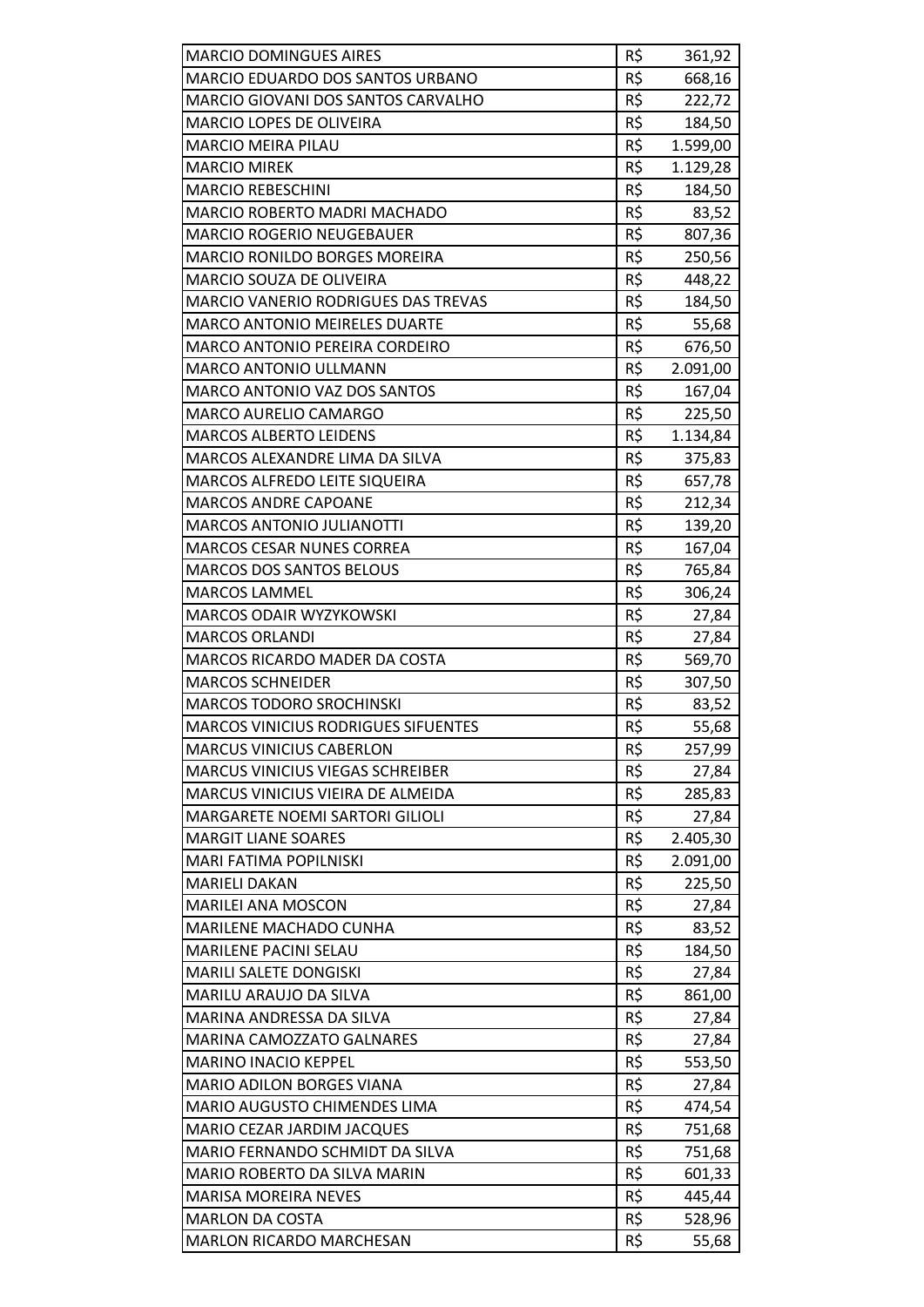| | | |
|---|---|---|
| MARCIO DOMINGUES AIRES | R$ | 361,92 |
| MARCIO EDUARDO DOS SANTOS URBANO | R$ | 668,16 |
| MARCIO GIOVANI DOS SANTOS CARVALHO | R$ | 222,72 |
| MARCIO LOPES DE OLIVEIRA | R$ | 184,50 |
| MARCIO MEIRA PILAU | R$ | 1.599,00 |
| MARCIO MIREK | R$ | 1.129,28 |
| MARCIO REBESCHINI | R$ | 184,50 |
| MARCIO ROBERTO MADRI MACHADO | R$ | 83,52 |
| MARCIO ROGERIO NEUGEBAUER | R$ | 807,36 |
| MARCIO RONILDO BORGES MOREIRA | R$ | 250,56 |
| MARCIO SOUZA DE OLIVEIRA | R$ | 448,22 |
| MARCIO VANERIO RODRIGUES DAS TREVAS | R$ | 184,50 |
| MARCO ANTONIO MEIRELES DUARTE | R$ | 55,68 |
| MARCO ANTONIO PEREIRA CORDEIRO | R$ | 676,50 |
| MARCO ANTONIO ULLMANN | R$ | 2.091,00 |
| MARCO ANTONIO VAZ DOS SANTOS | R$ | 167,04 |
| MARCO AURELIO CAMARGO | R$ | 225,50 |
| MARCOS ALBERTO LEIDENS | R$ | 1.134,84 |
| MARCOS ALEXANDRE LIMA DA SILVA | R$ | 375,83 |
| MARCOS ALFREDO LEITE SIQUEIRA | R$ | 657,78 |
| MARCOS ANDRE CAPOANE | R$ | 212,34 |
| MARCOS ANTONIO JULIANOTTI | R$ | 139,20 |
| MARCOS CESAR NUNES CORREA | R$ | 167,04 |
| MARCOS DOS SANTOS BELOUS | R$ | 765,84 |
| MARCOS LAMMEL | R$ | 306,24 |
| MARCOS ODAIR WYZYKOWSKI | R$ | 27,84 |
| MARCOS ORLANDI | R$ | 27,84 |
| MARCOS RICARDO MADER DA COSTA | R$ | 569,70 |
| MARCOS SCHNEIDER | R$ | 307,50 |
| MARCOS TODORO SROCHINSKI | R$ | 83,52 |
| MARCOS VINICIUS RODRIGUES SIFUENTES | R$ | 55,68 |
| MARCUS VINICIUS CABERLON | R$ | 257,99 |
| MARCUS VINICIUS VIEGAS SCHREIBER | R$ | 27,84 |
| MARCUS VINICIUS VIEIRA DE ALMEIDA | R$ | 285,83 |
| MARGARETE NOEMI SARTORI GILIOLI | R$ | 27,84 |
| MARGIT LIANE SOARES | R$ | 2.405,30 |
| MARI FATIMA POPILNISKI | R$ | 2.091,00 |
| MARIELI DAKAN | R$ | 225,50 |
| MARILEI ANA MOSCON | R$ | 27,84 |
| MARILENE MACHADO CUNHA | R$ | 83,52 |
| MARILENE PACINI SELAU | R$ | 184,50 |
| MARILI SALETE DONGISKI | R$ | 27,84 |
| MARILU ARAUJO DA SILVA | R$ | 861,00 |
| MARINA ANDRESSA DA SILVA | R$ | 27,84 |
| MARINA CAMOZZATO GALNARES | R$ | 27,84 |
| MARINO INACIO KEPPEL | R$ | 553,50 |
| MARIO ADILON BORGES VIANA | R$ | 27,84 |
| MARIO AUGUSTO CHIMENDES LIMA | R$ | 474,54 |
| MARIO CEZAR JARDIM JACQUES | R$ | 751,68 |
| MARIO FERNANDO SCHMIDT DA SILVA | R$ | 751,68 |
| MARIO ROBERTO DA SILVA MARIN | R$ | 601,33 |
| MARISA MOREIRA NEVES | R$ | 445,44 |
| MARLON DA COSTA | R$ | 528,96 |
| MARLON RICARDO MARCHESAN | R$ | 55,68 |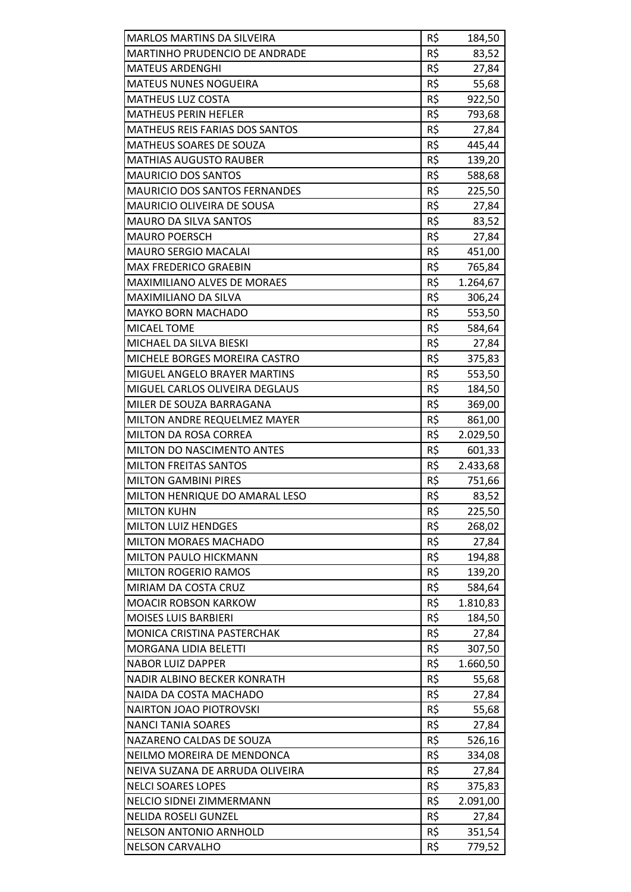| | | |
|---|---|---|
| MARLOS MARTINS DA SILVEIRA | R$ | 184,50 |
| MARTINHO PRUDENCIO DE ANDRADE | R$ | 83,52 |
| MATEUS ARDENGHI | R$ | 27,84 |
| MATEUS NUNES NOGUEIRA | R$ | 55,68 |
| MATHEUS LUZ COSTA | R$ | 922,50 |
| MATHEUS PERIN HEFLER | R$ | 793,68 |
| MATHEUS REIS FARIAS DOS SANTOS | R$ | 27,84 |
| MATHEUS SOARES DE SOUZA | R$ | 445,44 |
| MATHIAS AUGUSTO RAUBER | R$ | 139,20 |
| MAURICIO DOS SANTOS | R$ | 588,68 |
| MAURICIO DOS SANTOS FERNANDES | R$ | 225,50 |
| MAURICIO OLIVEIRA DE SOUSA | R$ | 27,84 |
| MAURO DA SILVA SANTOS | R$ | 83,52 |
| MAURO POERSCH | R$ | 27,84 |
| MAURO SERGIO MACALAI | R$ | 451,00 |
| MAX FREDERICO GRAEBIN | R$ | 765,84 |
| MAXIMILIANO ALVES DE MORAES | R$ | 1.264,67 |
| MAXIMILIANO DA SILVA | R$ | 306,24 |
| MAYKO BORN MACHADO | R$ | 553,50 |
| MICAEL TOME | R$ | 584,64 |
| MICHAEL DA SILVA BIESKI | R$ | 27,84 |
| MICHELE BORGES MOREIRA CASTRO | R$ | 375,83 |
| MIGUEL ANGELO BRAYER MARTINS | R$ | 553,50 |
| MIGUEL CARLOS OLIVEIRA DEGLAUS | R$ | 184,50 |
| MILER DE SOUZA BARRAGANA | R$ | 369,00 |
| MILTON ANDRE REQUELMEZ MAYER | R$ | 861,00 |
| MILTON DA ROSA CORREA | R$ | 2.029,50 |
| MILTON DO NASCIMENTO ANTES | R$ | 601,33 |
| MILTON FREITAS SANTOS | R$ | 2.433,68 |
| MILTON GAMBINI PIRES | R$ | 751,66 |
| MILTON HENRIQUE DO AMARAL LESO | R$ | 83,52 |
| MILTON KUHN | R$ | 225,50 |
| MILTON LUIZ HENDGES | R$ | 268,02 |
| MILTON MORAES MACHADO | R$ | 27,84 |
| MILTON PAULO HICKMANN | R$ | 194,88 |
| MILTON ROGERIO RAMOS | R$ | 139,20 |
| MIRIAM DA COSTA CRUZ | R$ | 584,64 |
| MOACIR ROBSON KARKOW | R$ | 1.810,83 |
| MOISES LUIS BARBIERI | R$ | 184,50 |
| MONICA CRISTINA PASTERCHAK | R$ | 27,84 |
| MORGANA LIDIA BELETTI | R$ | 307,50 |
| NABOR LUIZ DAPPER | R$ | 1.660,50 |
| NADIR ALBINO BECKER KONRATH | R$ | 55,68 |
| NAIDA DA COSTA MACHADO | R$ | 27,84 |
| NAIRTON JOAO PIOTROVSKI | R$ | 55,68 |
| NANCI TANIA SOARES | R$ | 27,84 |
| NAZARENO CALDAS DE SOUZA | R$ | 526,16 |
| NEILMO MOREIRA DE MENDONCA | R$ | 334,08 |
| NEIVA SUZANA DE ARRUDA OLIVEIRA | R$ | 27,84 |
| NELCI SOARES LOPES | R$ | 375,83 |
| NELCIO SIDNEI ZIMMERMANN | R$ | 2.091,00 |
| NELIDA ROSELI GUNZEL | R$ | 27,84 |
| NELSON ANTONIO ARNHOLD | R$ | 351,54 |
| NELSON CARVALHO | R$ | 779,52 |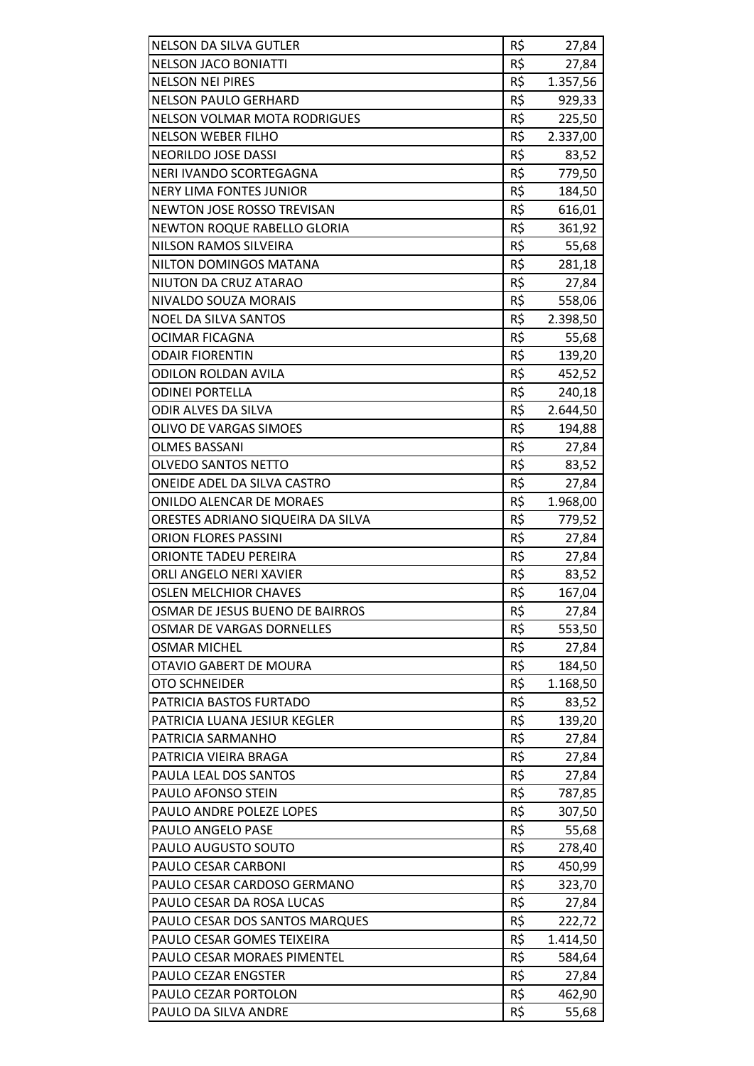| | | |
|---|---|---|
| NELSON DA SILVA GUTLER | R$ | 27,84 |
| NELSON JACO BONIATTI | R$ | 27,84 |
| NELSON NEI PIRES | R$ | 1.357,56 |
| NELSON PAULO GERHARD | R$ | 929,33 |
| NELSON VOLMAR MOTA RODRIGUES | R$ | 225,50 |
| NELSON WEBER FILHO | R$ | 2.337,00 |
| NEORILDO JOSE DASSI | R$ | 83,52 |
| NERI IVANDO SCORTEGAGNA | R$ | 779,50 |
| NERY LIMA FONTES JUNIOR | R$ | 184,50 |
| NEWTON JOSE ROSSO TREVISAN | R$ | 616,01 |
| NEWTON ROQUE RABELLO GLORIA | R$ | 361,92 |
| NILSON RAMOS SILVEIRA | R$ | 55,68 |
| NILTON DOMINGOS MATANA | R$ | 281,18 |
| NIUTON DA CRUZ ATARAO | R$ | 27,84 |
| NIVALDO SOUZA MORAIS | R$ | 558,06 |
| NOEL DA SILVA SANTOS | R$ | 2.398,50 |
| OCIMAR FICAGNA | R$ | 55,68 |
| ODAIR FIORENTIN | R$ | 139,20 |
| ODILON ROLDAN AVILA | R$ | 452,52 |
| ODINEI PORTELLA | R$ | 240,18 |
| ODIR ALVES DA SILVA | R$ | 2.644,50 |
| OLIVO DE VARGAS SIMOES | R$ | 194,88 |
| OLMES BASSANI | R$ | 27,84 |
| OLVEDO SANTOS NETTO | R$ | 83,52 |
| ONEIDE ADEL DA SILVA CASTRO | R$ | 27,84 |
| ONILDO ALENCAR DE MORAES | R$ | 1.968,00 |
| ORESTES ADRIANO SIQUEIRA DA SILVA | R$ | 779,52 |
| ORION FLORES PASSINI | R$ | 27,84 |
| ORIONTE TADEU PEREIRA | R$ | 27,84 |
| ORLI ANGELO NERI XAVIER | R$ | 83,52 |
| OSLEN MELCHIOR CHAVES | R$ | 167,04 |
| OSMAR DE JESUS BUENO DE BAIRROS | R$ | 27,84 |
| OSMAR DE VARGAS DORNELLES | R$ | 553,50 |
| OSMAR MICHEL | R$ | 27,84 |
| OTAVIO GABERT DE MOURA | R$ | 184,50 |
| OTO SCHNEIDER | R$ | 1.168,50 |
| PATRICIA BASTOS FURTADO | R$ | 83,52 |
| PATRICIA LUANA JESIUR KEGLER | R$ | 139,20 |
| PATRICIA SARMANHO | R$ | 27,84 |
| PATRICIA VIEIRA BRAGA | R$ | 27,84 |
| PAULA LEAL DOS SANTOS | R$ | 27,84 |
| PAULO AFONSO STEIN | R$ | 787,85 |
| PAULO ANDRE POLEZE LOPES | R$ | 307,50 |
| PAULO ANGELO PASE | R$ | 55,68 |
| PAULO AUGUSTO SOUTO | R$ | 278,40 |
| PAULO CESAR CARBONI | R$ | 450,99 |
| PAULO CESAR CARDOSO GERMANO | R$ | 323,70 |
| PAULO CESAR DA ROSA LUCAS | R$ | 27,84 |
| PAULO CESAR DOS SANTOS MARQUES | R$ | 222,72 |
| PAULO CESAR GOMES TEIXEIRA | R$ | 1.414,50 |
| PAULO CESAR MORAES PIMENTEL | R$ | 584,64 |
| PAULO CEZAR ENGSTER | R$ | 27,84 |
| PAULO CEZAR PORTOLON | R$ | 462,90 |
| PAULO DA SILVA ANDRE | R$ | 55,68 |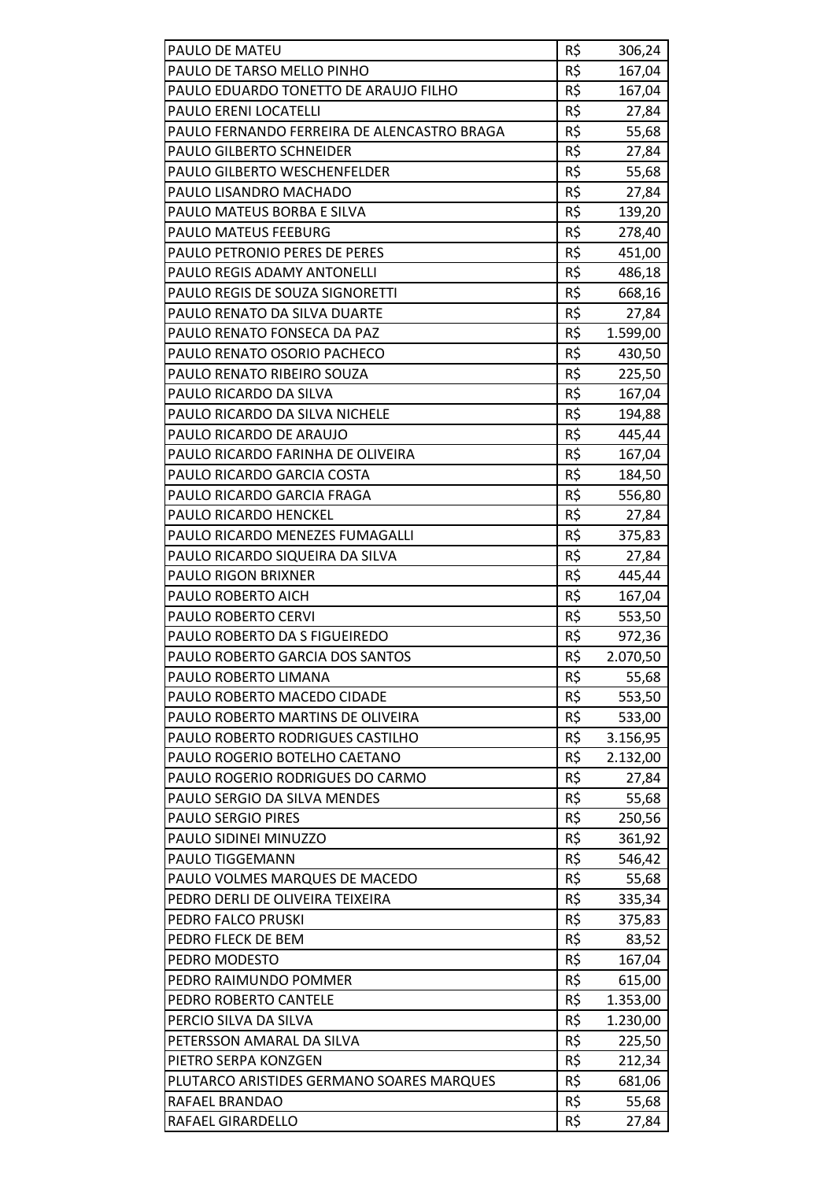| PAULO DE MATEU | R$ | 306,24 |
|---|---|---|
| PAULO DE TARSO MELLO PINHO | R$ | 167,04 |
| PAULO EDUARDO TONETTO DE ARAUJO FILHO | R$ | 167,04 |
| PAULO ERENI LOCATELLI | R$ | 27,84 |
| PAULO FERNANDO FERREIRA DE ALENCASTRO BRAGA | R$ | 55,68 |
| PAULO GILBERTO SCHNEIDER | R$ | 27,84 |
| PAULO GILBERTO WESCHENFELDER | R$ | 55,68 |
| PAULO LISANDRO MACHADO | R$ | 27,84 |
| PAULO MATEUS BORBA E SILVA | R$ | 139,20 |
| PAULO MATEUS FEEBURG | R$ | 278,40 |
| PAULO PETRONIO PERES DE PERES | R$ | 451,00 |
| PAULO REGIS ADAMY ANTONELLI | R$ | 486,18 |
| PAULO REGIS DE SOUZA SIGNORETTI | R$ | 668,16 |
| PAULO RENATO DA SILVA DUARTE | R$ | 27,84 |
| PAULO RENATO FONSECA DA PAZ | R$ | 1.599,00 |
| PAULO RENATO OSORIO PACHECO | R$ | 430,50 |
| PAULO RENATO RIBEIRO SOUZA | R$ | 225,50 |
| PAULO RICARDO DA SILVA | R$ | 167,04 |
| PAULO RICARDO DA SILVA NICHELE | R$ | 194,88 |
| PAULO RICARDO DE ARAUJO | R$ | 445,44 |
| PAULO RICARDO FARINHA DE OLIVEIRA | R$ | 167,04 |
| PAULO RICARDO GARCIA COSTA | R$ | 184,50 |
| PAULO RICARDO GARCIA FRAGA | R$ | 556,80 |
| PAULO RICARDO HENCKEL | R$ | 27,84 |
| PAULO RICARDO MENEZES FUMAGALLI | R$ | 375,83 |
| PAULO RICARDO SIQUEIRA DA SILVA | R$ | 27,84 |
| PAULO RIGON BRIXNER | R$ | 445,44 |
| PAULO ROBERTO AICH | R$ | 167,04 |
| PAULO ROBERTO CERVI | R$ | 553,50 |
| PAULO ROBERTO DA S FIGUEIREDO | R$ | 972,36 |
| PAULO ROBERTO GARCIA DOS SANTOS | R$ | 2.070,50 |
| PAULO ROBERTO LIMANA | R$ | 55,68 |
| PAULO ROBERTO MACEDO CIDADE | R$ | 553,50 |
| PAULO ROBERTO MARTINS DE OLIVEIRA | R$ | 533,00 |
| PAULO ROBERTO RODRIGUES CASTILHO | R$ | 3.156,95 |
| PAULO ROGERIO BOTELHO CAETANO | R$ | 2.132,00 |
| PAULO ROGERIO RODRIGUES DO CARMO | R$ | 27,84 |
| PAULO SERGIO DA SILVA MENDES | R$ | 55,68 |
| PAULO SERGIO PIRES | R$ | 250,56 |
| PAULO SIDINEI MINUZZO | R$ | 361,92 |
| PAULO TIGGEMANN | R$ | 546,42 |
| PAULO VOLMES MARQUES DE MACEDO | R$ | 55,68 |
| PEDRO DERLI DE OLIVEIRA TEIXEIRA | R$ | 335,34 |
| PEDRO FALCO PRUSKI | R$ | 375,83 |
| PEDRO FLECK DE BEM | R$ | 83,52 |
| PEDRO MODESTO | R$ | 167,04 |
| PEDRO RAIMUNDO POMMER | R$ | 615,00 |
| PEDRO ROBERTO CANTELE | R$ | 1.353,00 |
| PERCIO SILVA DA SILVA | R$ | 1.230,00 |
| PETERSSON AMARAL DA SILVA | R$ | 225,50 |
| PIETRO SERPA KONZGEN | R$ | 212,34 |
| PLUTARCO ARISTIDES GERMANO SOARES MARQUES | R$ | 681,06 |
| RAFAEL BRANDAO | R$ | 55,68 |
| RAFAEL GIRARDELLO | R$ | 27,84 |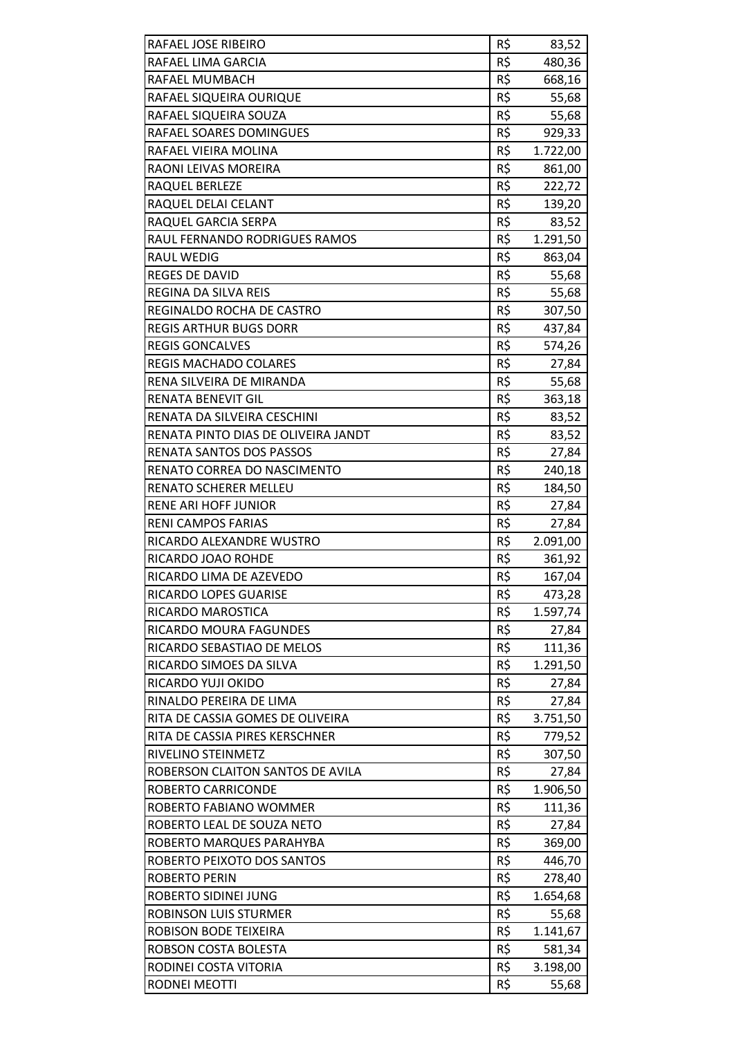| | | |
|---|---|---|
| RAFAEL JOSE RIBEIRO | R$ | 83,52 |
| RAFAEL LIMA GARCIA | R$ | 480,36 |
| RAFAEL MUMBACH | R$ | 668,16 |
| RAFAEL SIQUEIRA OURIQUE | R$ | 55,68 |
| RAFAEL SIQUEIRA SOUZA | R$ | 55,68 |
| RAFAEL SOARES DOMINGUES | R$ | 929,33 |
| RAFAEL VIEIRA MOLINA | R$ | 1.722,00 |
| RAONI LEIVAS MOREIRA | R$ | 861,00 |
| RAQUEL BERLEZE | R$ | 222,72 |
| RAQUEL DELAI CELANT | R$ | 139,20 |
| RAQUEL GARCIA SERPA | R$ | 83,52 |
| RAUL FERNANDO RODRIGUES RAMOS | R$ | 1.291,50 |
| RAUL WEDIG | R$ | 863,04 |
| REGES DE DAVID | R$ | 55,68 |
| REGINA DA SILVA REIS | R$ | 55,68 |
| REGINALDO ROCHA DE CASTRO | R$ | 307,50 |
| REGIS ARTHUR BUGS DORR | R$ | 437,84 |
| REGIS GONCALVES | R$ | 574,26 |
| REGIS MACHADO COLARES | R$ | 27,84 |
| RENA SILVEIRA DE MIRANDA | R$ | 55,68 |
| RENATA BENEVIT GIL | R$ | 363,18 |
| RENATA DA SILVEIRA CESCHINI | R$ | 83,52 |
| RENATA PINTO DIAS DE OLIVEIRA JANDT | R$ | 83,52 |
| RENATA SANTOS DOS PASSOS | R$ | 27,84 |
| RENATO CORREA DO NASCIMENTO | R$ | 240,18 |
| RENATO SCHERER MELLEU | R$ | 184,50 |
| RENE ARI HOFF JUNIOR | R$ | 27,84 |
| RENI CAMPOS FARIAS | R$ | 27,84 |
| RICARDO ALEXANDRE WUSTRO | R$ | 2.091,00 |
| RICARDO JOAO ROHDE | R$ | 361,92 |
| RICARDO LIMA DE AZEVEDO | R$ | 167,04 |
| RICARDO LOPES GUARISE | R$ | 473,28 |
| RICARDO MAROSTICA | R$ | 1.597,74 |
| RICARDO MOURA FAGUNDES | R$ | 27,84 |
| RICARDO SEBASTIAO DE MELOS | R$ | 111,36 |
| RICARDO SIMOES DA SILVA | R$ | 1.291,50 |
| RICARDO YUJI OKIDO | R$ | 27,84 |
| RINALDO PEREIRA DE LIMA | R$ | 27,84 |
| RITA DE CASSIA GOMES DE OLIVEIRA | R$ | 3.751,50 |
| RITA DE CASSIA PIRES KERSCHNER | R$ | 779,52 |
| RIVELINO STEINMETZ | R$ | 307,50 |
| ROBERSON CLAITON SANTOS DE AVILA | R$ | 27,84 |
| ROBERTO CARRICONDE | R$ | 1.906,50 |
| ROBERTO FABIANO WOMMER | R$ | 111,36 |
| ROBERTO LEAL DE SOUZA NETO | R$ | 27,84 |
| ROBERTO MARQUES PARAHYBA | R$ | 369,00 |
| ROBERTO PEIXOTO DOS SANTOS | R$ | 446,70 |
| ROBERTO PERIN | R$ | 278,40 |
| ROBERTO SIDINEI JUNG | R$ | 1.654,68 |
| ROBINSON LUIS STURMER | R$ | 55,68 |
| ROBISON BODE TEIXEIRA | R$ | 1.141,67 |
| ROBSON COSTA BOLESTA | R$ | 581,34 |
| RODINEI COSTA VITORIA | R$ | 3.198,00 |
| RODNEI MEOTTI | R$ | 55,68 |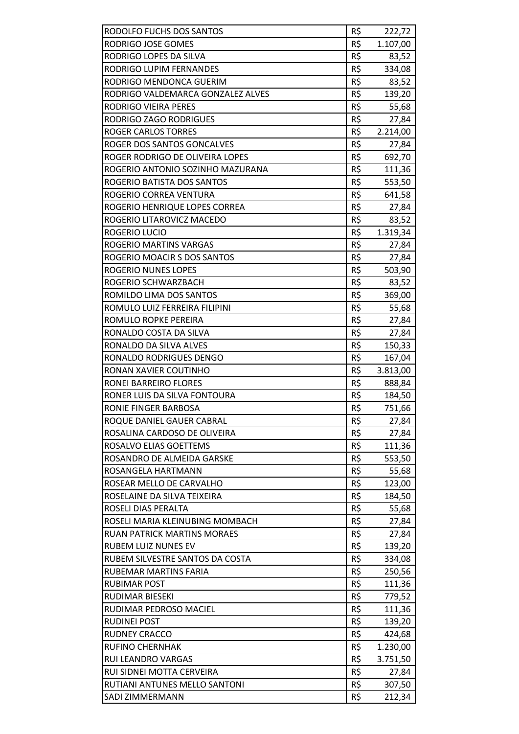| RODOLFO FUCHS DOS SANTOS | R$ | 222,72 |
|---|---|---|
| RODRIGO JOSE GOMES | R$ | 1.107,00 |
| RODRIGO LOPES DA SILVA | R$ | 83,52 |
| RODRIGO LUPIM FERNANDES | R$ | 334,08 |
| RODRIGO MENDONCA GUERIM | R$ | 83,52 |
| RODRIGO VALDEMARCA GONZALEZ ALVES | R$ | 139,20 |
| RODRIGO VIEIRA PERES | R$ | 55,68 |
| RODRIGO ZAGO RODRIGUES | R$ | 27,84 |
| ROGER CARLOS TORRES | R$ | 2.214,00 |
| ROGER DOS SANTOS GONCALVES | R$ | 27,84 |
| ROGER RODRIGO DE OLIVEIRA LOPES | R$ | 692,70 |
| ROGERIO ANTONIO SOZINHO MAZURANA | R$ | 111,36 |
| ROGERIO BATISTA DOS SANTOS | R$ | 553,50 |
| ROGERIO CORREA VENTURA | R$ | 641,58 |
| ROGERIO HENRIQUE LOPES CORREA | R$ | 27,84 |
| ROGERIO LITAROVICZ MACEDO | R$ | 83,52 |
| ROGERIO LUCIO | R$ | 1.319,34 |
| ROGERIO MARTINS VARGAS | R$ | 27,84 |
| ROGERIO MOACIR S DOS SANTOS | R$ | 27,84 |
| ROGERIO NUNES LOPES | R$ | 503,90 |
| ROGERIO SCHWARZBACH | R$ | 83,52 |
| ROMILDO LIMA DOS SANTOS | R$ | 369,00 |
| ROMULO LUIZ FERREIRA FILIPINI | R$ | 55,68 |
| ROMULO ROPKE PEREIRA | R$ | 27,84 |
| RONALDO COSTA DA SILVA | R$ | 27,84 |
| RONALDO DA SILVA ALVES | R$ | 150,33 |
| RONALDO RODRIGUES DENGO | R$ | 167,04 |
| RONAN XAVIER COUTINHO | R$ | 3.813,00 |
| RONEI BARREIRO FLORES | R$ | 888,84 |
| RONER LUIS DA SILVA FONTOURA | R$ | 184,50 |
| RONIE FINGER BARBOSA | R$ | 751,66 |
| ROQUE DANIEL GAUER CABRAL | R$ | 27,84 |
| ROSALINA CARDOSO DE OLIVEIRA | R$ | 27,84 |
| ROSALVO ELIAS GOETTEMS | R$ | 111,36 |
| ROSANDRO DE ALMEIDA GARSKE | R$ | 553,50 |
| ROSANGELA HARTMANN | R$ | 55,68 |
| ROSEAR MELLO DE CARVALHO | R$ | 123,00 |
| ROSELAINE DA SILVA TEIXEIRA | R$ | 184,50 |
| ROSELI DIAS PERALTA | R$ | 55,68 |
| ROSELI MARIA KLEINUBING MOMBACH | R$ | 27,84 |
| RUAN PATRICK MARTINS MORAES | R$ | 27,84 |
| RUBEM LUIZ NUNES EV | R$ | 139,20 |
| RUBEM SILVESTRE SANTOS DA COSTA | R$ | 334,08 |
| RUBEMAR MARTINS FARIA | R$ | 250,56 |
| RUBIMAR POST | R$ | 111,36 |
| RUDIMAR BIESEKI | R$ | 779,52 |
| RUDIMAR PEDROSO MACIEL | R$ | 111,36 |
| RUDINEI POST | R$ | 139,20 |
| RUDNEY CRACCO | R$ | 424,68 |
| RUFINO CHERNHAK | R$ | 1.230,00 |
| RUI LEANDRO VARGAS | R$ | 3.751,50 |
| RUI SIDNEI MOTTA CERVEIRA | R$ | 27,84 |
| RUTIANI ANTUNES MELLO SANTONI | R$ | 307,50 |
| SADI ZIMMERMANN | R$ | 212,34 |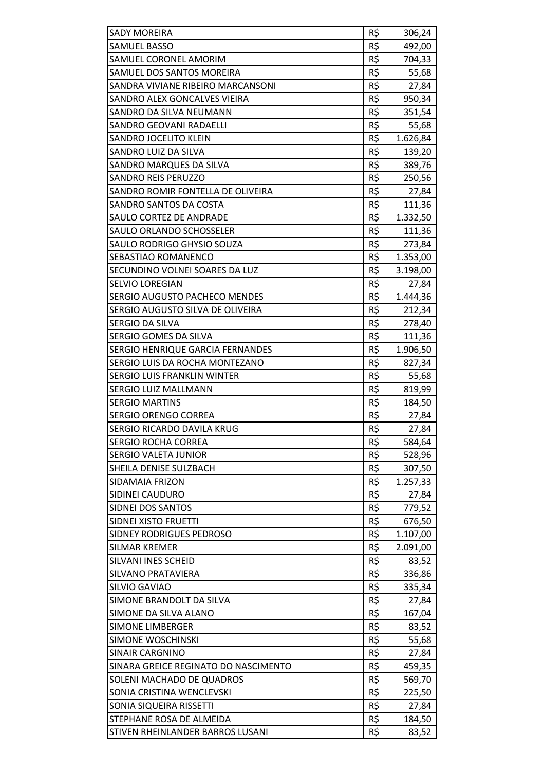| SADY MOREIRA | R$ | 306,24 |
|---|---|---|
| SAMUEL BASSO | R$ | 492,00 |
| SAMUEL CORONEL AMORIM | R$ | 704,33 |
| SAMUEL DOS SANTOS MOREIRA | R$ | 55,68 |
| SANDRA VIVIANE RIBEIRO MARCANSONI | R$ | 27,84 |
| SANDRO ALEX GONCALVES VIEIRA | R$ | 950,34 |
| SANDRO DA SILVA NEUMANN | R$ | 351,54 |
| SANDRO GEOVANI RADAELLI | R$ | 55,68 |
| SANDRO JOCELITO KLEIN | R$ | 1.626,84 |
| SANDRO LUIZ DA SILVA | R$ | 139,20 |
| SANDRO MARQUES DA SILVA | R$ | 389,76 |
| SANDRO REIS PERUZZO | R$ | 250,56 |
| SANDRO ROMIR FONTELLA DE OLIVEIRA | R$ | 27,84 |
| SANDRO SANTOS DA COSTA | R$ | 111,36 |
| SAULO CORTEZ DE ANDRADE | R$ | 1.332,50 |
| SAULO ORLANDO SCHOSSELER | R$ | 111,36 |
| SAULO RODRIGO GHYSIO SOUZA | R$ | 273,84 |
| SEBASTIAO ROMANENCO | R$ | 1.353,00 |
| SECUNDINO VOLNEI SOARES DA LUZ | R$ | 3.198,00 |
| SELVIO LOREGIAN | R$ | 27,84 |
| SERGIO AUGUSTO PACHECO MENDES | R$ | 1.444,36 |
| SERGIO AUGUSTO SILVA DE OLIVEIRA | R$ | 212,34 |
| SERGIO DA SILVA | R$ | 278,40 |
| SERGIO GOMES DA SILVA | R$ | 111,36 |
| SERGIO HENRIQUE GARCIA FERNANDES | R$ | 1.906,50 |
| SERGIO LUIS DA ROCHA MONTEZANO | R$ | 827,34 |
| SERGIO LUIS FRANKLIN WINTER | R$ | 55,68 |
| SERGIO LUIZ MALLMANN | R$ | 819,99 |
| SERGIO MARTINS | R$ | 184,50 |
| SERGIO ORENGO CORREA | R$ | 27,84 |
| SERGIO RICARDO DAVILA KRUG | R$ | 27,84 |
| SERGIO ROCHA CORREA | R$ | 584,64 |
| SERGIO VALETA JUNIOR | R$ | 528,96 |
| SHEILA DENISE SULZBACH | R$ | 307,50 |
| SIDAMAIA FRIZON | R$ | 1.257,33 |
| SIDINEI CAUDURO | R$ | 27,84 |
| SIDNEI DOS SANTOS | R$ | 779,52 |
| SIDNEI XISTO FRUETTI | R$ | 676,50 |
| SIDNEY RODRIGUES PEDROSO | R$ | 1.107,00 |
| SILMAR KREMER | R$ | 2.091,00 |
| SILVANI INES SCHEID | R$ | 83,52 |
| SILVANO PRATAVIERA | R$ | 336,86 |
| SILVIO GAVIAO | R$ | 335,34 |
| SIMONE BRANDOLT DA SILVA | R$ | 27,84 |
| SIMONE DA SILVA ALANO | R$ | 167,04 |
| SIMONE LIMBERGER | R$ | 83,52 |
| SIMONE WOSCHINSKI | R$ | 55,68 |
| SINAIR CARGNINO | R$ | 27,84 |
| SINARA GREICE REGINATO DO NASCIMENTO | R$ | 459,35 |
| SOLENI MACHADO DE QUADROS | R$ | 569,70 |
| SONIA CRISTINA WENCLEVSKI | R$ | 225,50 |
| SONIA SIQUEIRA RISSETTI | R$ | 27,84 |
| STEPHANE ROSA DE ALMEIDA | R$ | 184,50 |
| STIVEN RHEINLANDER BARROS LUSANI | R$ | 83,52 |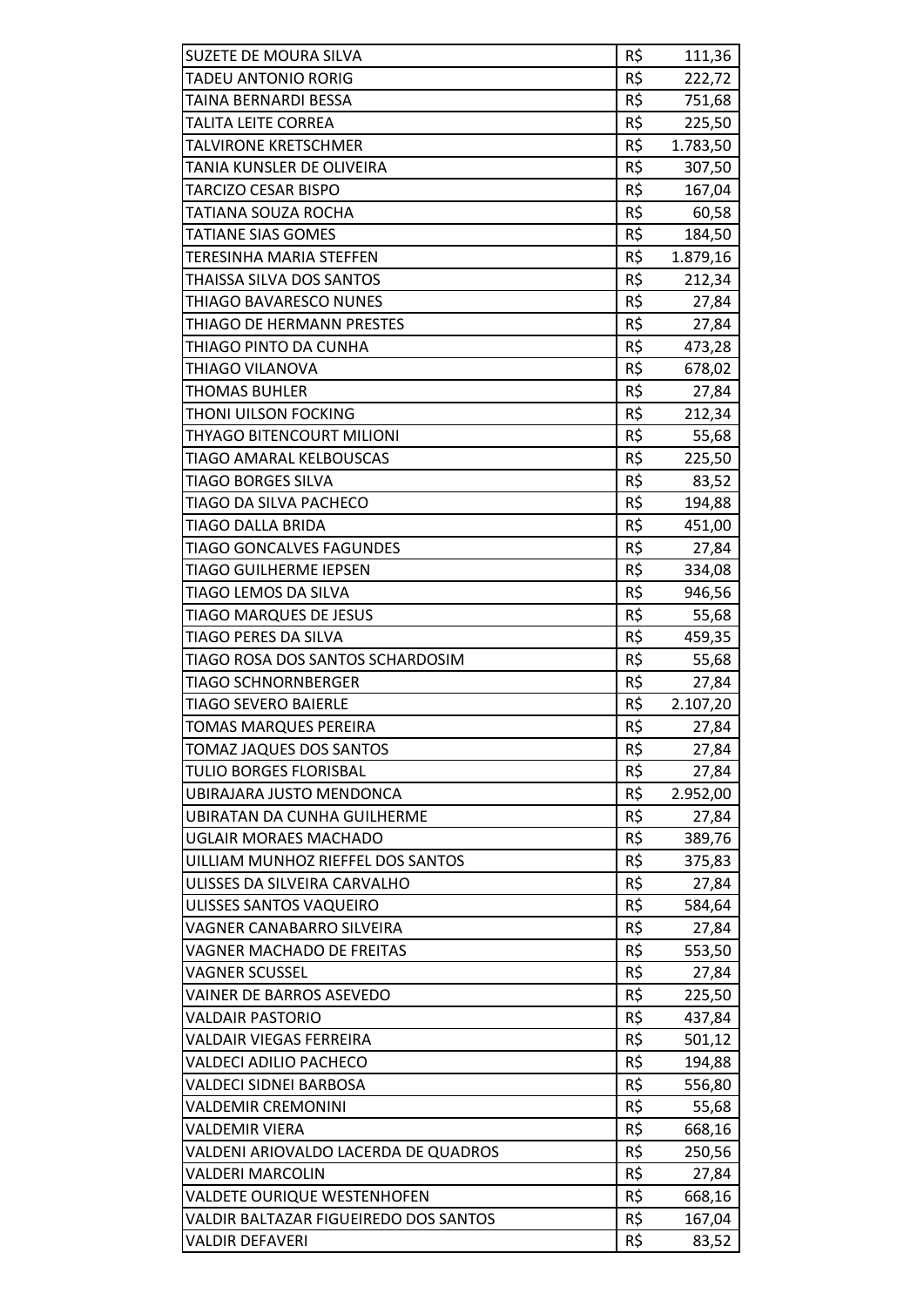| | | |
|---|---|---|
| SUZETE DE MOURA SILVA | R$ | 111,36 |
| TADEU ANTONIO RORIG | R$ | 222,72 |
| TAINA BERNARDI BESSA | R$ | 751,68 |
| TALITA LEITE CORREA | R$ | 225,50 |
| TALVIRONE KRETSCHMER | R$ | 1.783,50 |
| TANIA KUNSLER DE OLIVEIRA | R$ | 307,50 |
| TARCIZO CESAR BISPO | R$ | 167,04 |
| TATIANA SOUZA ROCHA | R$ | 60,58 |
| TATIANE SIAS GOMES | R$ | 184,50 |
| TERESINHA MARIA STEFFEN | R$ | 1.879,16 |
| THAISSA SILVA DOS SANTOS | R$ | 212,34 |
| THIAGO BAVARESCO NUNES | R$ | 27,84 |
| THIAGO DE HERMANN PRESTES | R$ | 27,84 |
| THIAGO PINTO DA CUNHA | R$ | 473,28 |
| THIAGO VILANOVA | R$ | 678,02 |
| THOMAS BUHLER | R$ | 27,84 |
| THONI UILSON FOCKING | R$ | 212,34 |
| THYAGO BITENCOURT MILIONI | R$ | 55,68 |
| TIAGO AMARAL KELBOUSCAS | R$ | 225,50 |
| TIAGO BORGES SILVA | R$ | 83,52 |
| TIAGO DA SILVA PACHECO | R$ | 194,88 |
| TIAGO DALLA BRIDA | R$ | 451,00 |
| TIAGO GONCALVES FAGUNDES | R$ | 27,84 |
| TIAGO GUILHERME IEPSEN | R$ | 334,08 |
| TIAGO LEMOS DA SILVA | R$ | 946,56 |
| TIAGO MARQUES DE JESUS | R$ | 55,68 |
| TIAGO PERES DA SILVA | R$ | 459,35 |
| TIAGO ROSA DOS SANTOS SCHARDOSIM | R$ | 55,68 |
| TIAGO SCHNORNBERGER | R$ | 27,84 |
| TIAGO SEVERO BAIERLE | R$ | 2.107,20 |
| TOMAS MARQUES PEREIRA | R$ | 27,84 |
| TOMAZ JAQUES DOS SANTOS | R$ | 27,84 |
| TULIO BORGES FLORISBAL | R$ | 27,84 |
| UBIRAJARA JUSTO MENDONCA | R$ | 2.952,00 |
| UBIRATAN DA CUNHA GUILHERME | R$ | 27,84 |
| UGLAIR MORAES MACHADO | R$ | 389,76 |
| UILLIAM MUNHOZ RIEFFEL DOS SANTOS | R$ | 375,83 |
| ULISSES DA SILVEIRA CARVALHO | R$ | 27,84 |
| ULISSES SANTOS VAQUEIRO | R$ | 584,64 |
| VAGNER CANABARRO SILVEIRA | R$ | 27,84 |
| VAGNER MACHADO DE FREITAS | R$ | 553,50 |
| VAGNER SCUSSEL | R$ | 27,84 |
| VAINER DE BARROS ASEVEDO | R$ | 225,50 |
| VALDAIR PASTORIO | R$ | 437,84 |
| VALDAIR VIEGAS FERREIRA | R$ | 501,12 |
| VALDECI ADILIO PACHECO | R$ | 194,88 |
| VALDECI SIDNEI BARBOSA | R$ | 556,80 |
| VALDEMIR CREMONINI | R$ | 55,68 |
| VALDEMIR VIERA | R$ | 668,16 |
| VALDENI ARIOVALDO LACERDA DE QUADROS | R$ | 250,56 |
| VALDERI MARCOLIN | R$ | 27,84 |
| VALDETE OURIQUE WESTENHOFEN | R$ | 668,16 |
| VALDIR BALTAZAR FIGUEIREDO DOS SANTOS | R$ | 167,04 |
| VALDIR DEFAVERI | R$ | 83,52 |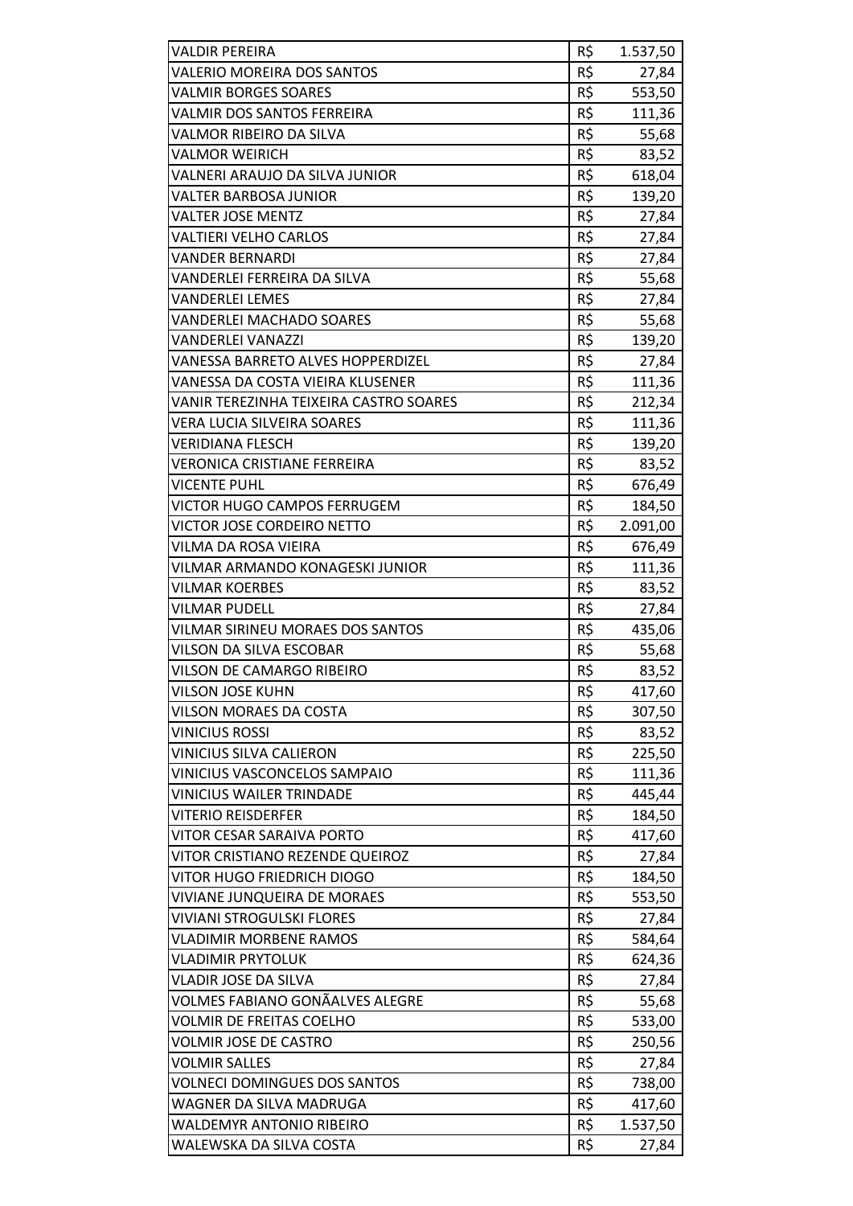| | | |
|---|---|---|
| VALDIR PEREIRA | R$ | 1.537,50 |
| VALERIO MOREIRA DOS SANTOS | R$ | 27,84 |
| VALMIR BORGES SOARES | R$ | 553,50 |
| VALMIR DOS SANTOS FERREIRA | R$ | 111,36 |
| VALMOR RIBEIRO DA SILVA | R$ | 55,68 |
| VALMOR WEIRICH | R$ | 83,52 |
| VALNERI ARAUJO DA SILVA JUNIOR | R$ | 618,04 |
| VALTER BARBOSA JUNIOR | R$ | 139,20 |
| VALTER JOSE MENTZ | R$ | 27,84 |
| VALTIERI VELHO CARLOS | R$ | 27,84 |
| VANDER BERNARDI | R$ | 27,84 |
| VANDERLEI FERREIRA DA SILVA | R$ | 55,68 |
| VANDERLEI LEMES | R$ | 27,84 |
| VANDERLEI MACHADO SOARES | R$ | 55,68 |
| VANDERLEI VANAZZI | R$ | 139,20 |
| VANESSA BARRETO ALVES HOPPERDIZEL | R$ | 27,84 |
| VANESSA DA COSTA VIEIRA KLUSENER | R$ | 111,36 |
| VANIR TEREZINHA TEIXEIRA CASTRO SOARES | R$ | 212,34 |
| VERA LUCIA SILVEIRA SOARES | R$ | 111,36 |
| VERIDIANA FLESCH | R$ | 139,20 |
| VERONICA CRISTIANE FERREIRA | R$ | 83,52 |
| VICENTE PUHL | R$ | 676,49 |
| VICTOR HUGO CAMPOS FERRUGEM | R$ | 184,50 |
| VICTOR JOSE CORDEIRO NETTO | R$ | 2.091,00 |
| VILMA DA ROSA VIEIRA | R$ | 676,49 |
| VILMAR ARMANDO KONAGESKI JUNIOR | R$ | 111,36 |
| VILMAR KOERBES | R$ | 83,52 |
| VILMAR PUDELL | R$ | 27,84 |
| VILMAR SIRINEU MORAES DOS SANTOS | R$ | 435,06 |
| VILSON DA SILVA ESCOBAR | R$ | 55,68 |
| VILSON DE CAMARGO RIBEIRO | R$ | 83,52 |
| VILSON JOSE KUHN | R$ | 417,60 |
| VILSON MORAES DA COSTA | R$ | 307,50 |
| VINICIUS ROSSI | R$ | 83,52 |
| VINICIUS SILVA CALIERON | R$ | 225,50 |
| VINICIUS VASCONCELOS SAMPAIO | R$ | 111,36 |
| VINICIUS WAILER TRINDADE | R$ | 445,44 |
| VITERIO REISDERFER | R$ | 184,50 |
| VITOR CESAR SARAIVA PORTO | R$ | 417,60 |
| VITOR CRISTIANO REZENDE QUEIROZ | R$ | 27,84 |
| VITOR HUGO FRIEDRICH DIOGO | R$ | 184,50 |
| VIVIANE JUNQUEIRA DE MORAES | R$ | 553,50 |
| VIVIANI STROGULSKI FLORES | R$ | 27,84 |
| VLADIMIR MORBENE RAMOS | R$ | 584,64 |
| VLADIMIR PRYTOLUK | R$ | 624,36 |
| VLADIR JOSE DA SILVA | R$ | 27,84 |
| VOLMES FABIANO GONÃALVES ALEGRE | R$ | 55,68 |
| VOLMIR DE FREITAS COELHO | R$ | 533,00 |
| VOLMIR JOSE DE CASTRO | R$ | 250,56 |
| VOLMIR SALLES | R$ | 27,84 |
| VOLNECI DOMINGUES DOS SANTOS | R$ | 738,00 |
| WAGNER DA SILVA MADRUGA | R$ | 417,60 |
| WALDEMYR ANTONIO RIBEIRO | R$ | 1.537,50 |
| WALEWSKA DA SILVA COSTA | R$ | 27,84 |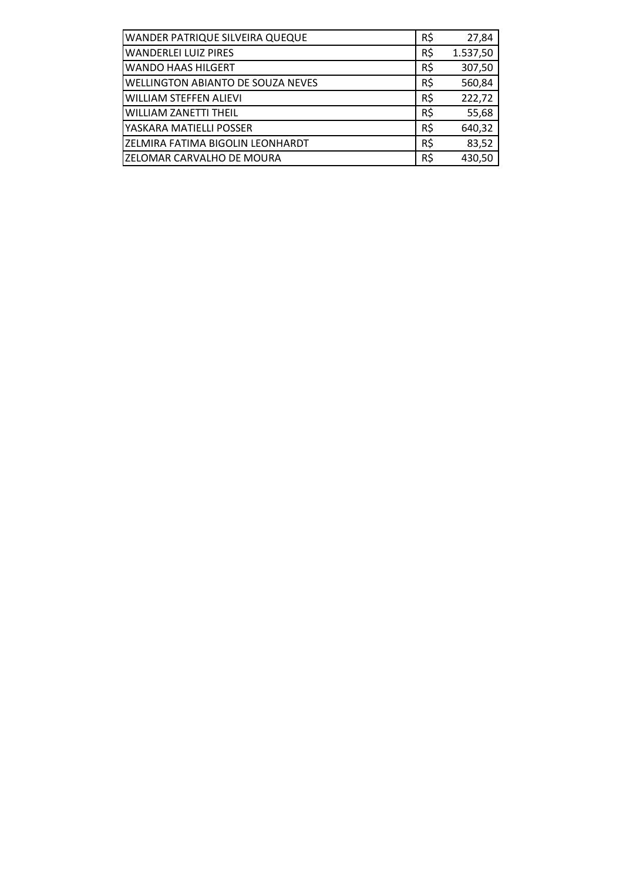| | | |
|---|---|---|
| WANDER PATRIQUE SILVEIRA QUEQUE | R$ | 27,84 |
| WANDERLEI LUIZ PIRES | R$ | 1.537,50 |
| WANDO HAAS HILGERT | R$ | 307,50 |
| WELLINGTON ABIANTO DE SOUZA NEVES | R$ | 560,84 |
| WILLIAM STEFFEN ALIEVI | R$ | 222,72 |
| WILLIAM ZANETTI THEIL | R$ | 55,68 |
| YASKARA MATIELLI POSSER | R$ | 640,32 |
| ZELMIRA FATIMA BIGOLIN LEONHARDT | R$ | 83,52 |
| ZELOMAR CARVALHO DE MOURA | R$ | 430,50 |